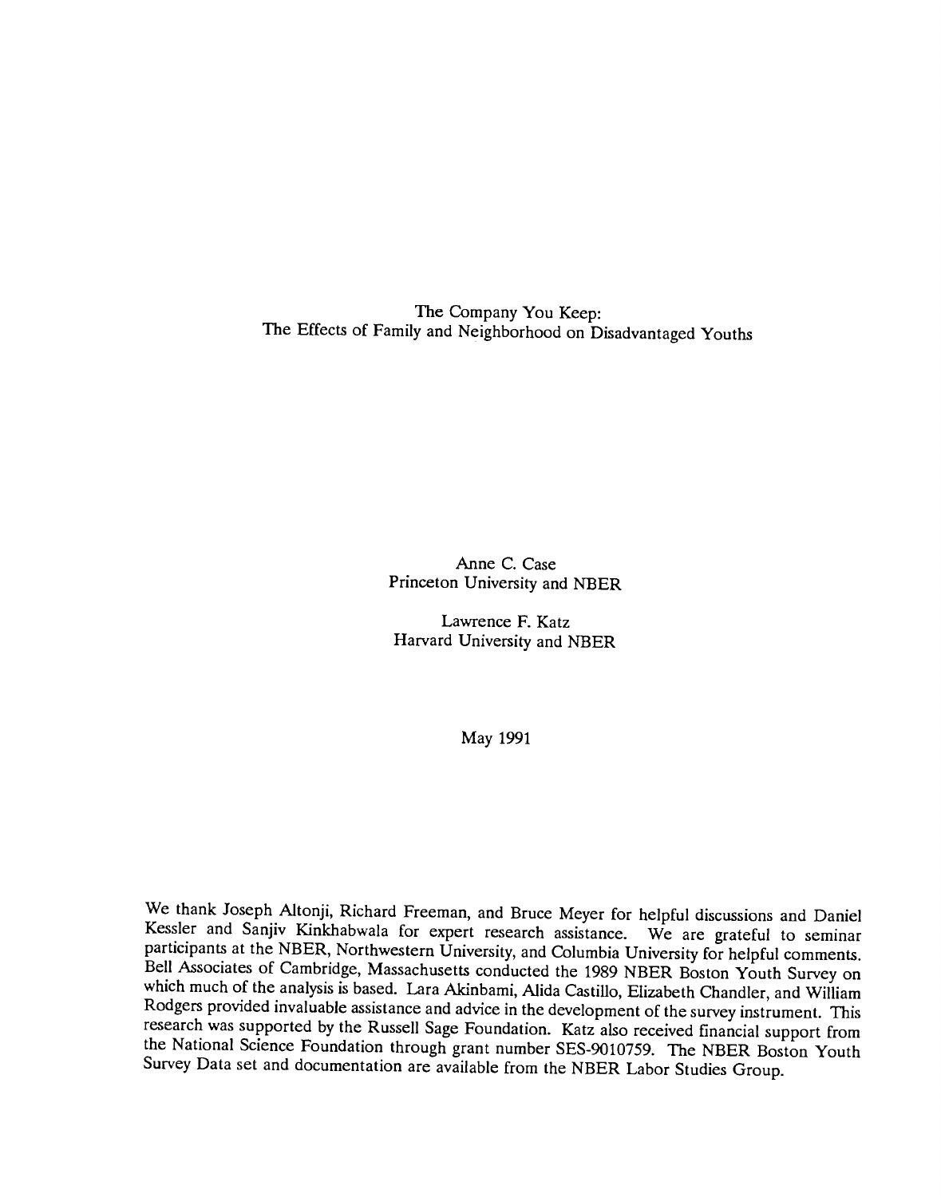# The Company You Keep:
# The Effects of Family and Neighborhood on Disadvantaged Youths

Anne C. Case
Princeton University and NBER

Lawrence F. Katz
Harvard University and NBER

May 1991

We thank Joseph Altonji, Richard Freeman, and Bruce Meyer for helpful discussions and Daniel Kessler and Sanjiv Kinkhabwala for expert research assistance. We are grateful to seminar participants at the NBER, Northwestern University, and Columbia University for helpful comments. Bell Associates of Cambridge, Massachusetts conducted the 1989 NBER Boston Youth Survey on which much of the analysis is based. Lara Akinbami, Alida Castillo, Elizabeth Chandler, and William Rodgers provided invaluable assistance and advice in the development of the survey instrument. This research was supported by the Russell Sage Foundation. Katz also received financial support from the National Science Foundation through grant number SES-9010759. The NBER Boston Youth Survey Data set and documentation are available from the NBER Labor Studies Group.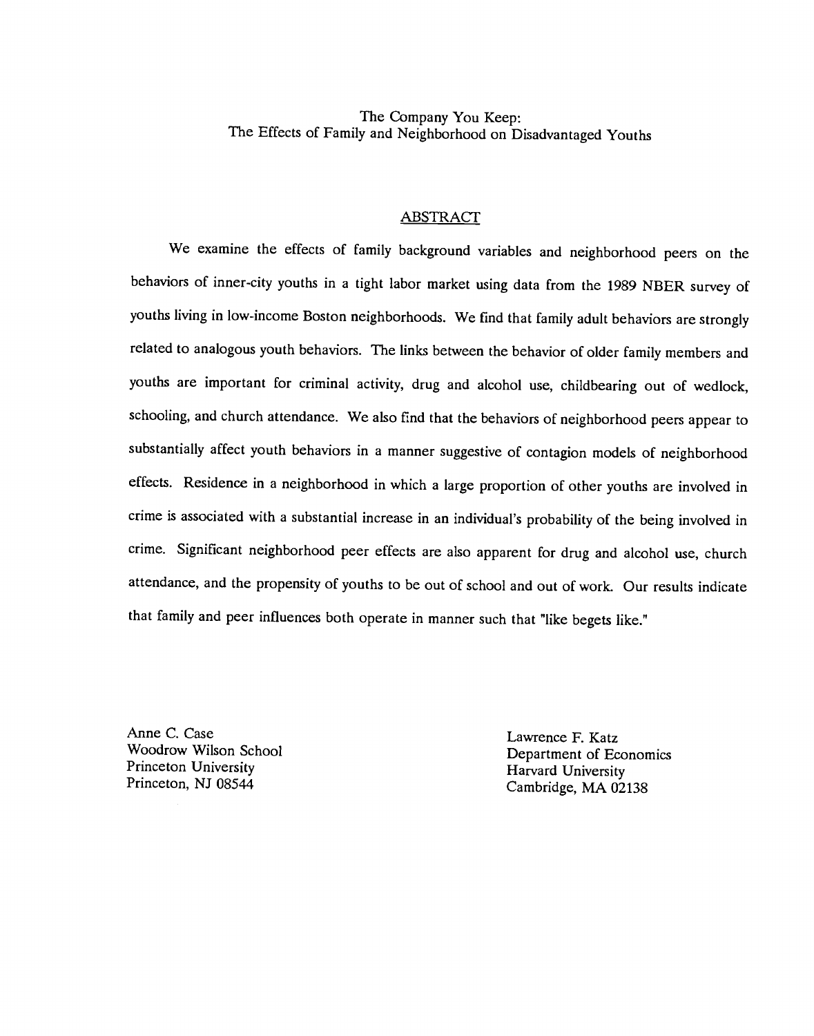The Company You Keep:
The Effects of Family and Neighborhood on Disadvantaged Youths

## ABSTRACT

We examine the effects of family background variables and neighborhood peers on the behaviors of inner-city youths in a tight labor market using data from the 1989 NBER survey of youths living in low-income Boston neighborhoods. We find that family adult behaviors are strongly related to analogous youth behaviors. The links between the behavior of older family members and youths are important for criminal activity, drug and alcohol use, childbearing out of wedlock, schooling, and church attendance. We also find that the behaviors of neighborhood peers appear to substantially affect youth behaviors in a manner suggestive of contagion models of neighborhood effects. Residence in a neighborhood in which a large proportion of other youths are involved in crime is associated with a substantial increase in an individual's probability of the being involved in crime. Significant neighborhood peer effects are also apparent for drug and alcohol use, church attendance, and the propensity of youths to be out of school and out of work. Our results indicate that family and peer influences both operate in manner such that "like begets like."

Anne C. Case
Woodrow Wilson School
Princeton University
Princeton, NJ 08544

Lawrence F. Katz
Department of Economics
Harvard University
Cambridge, MA 02138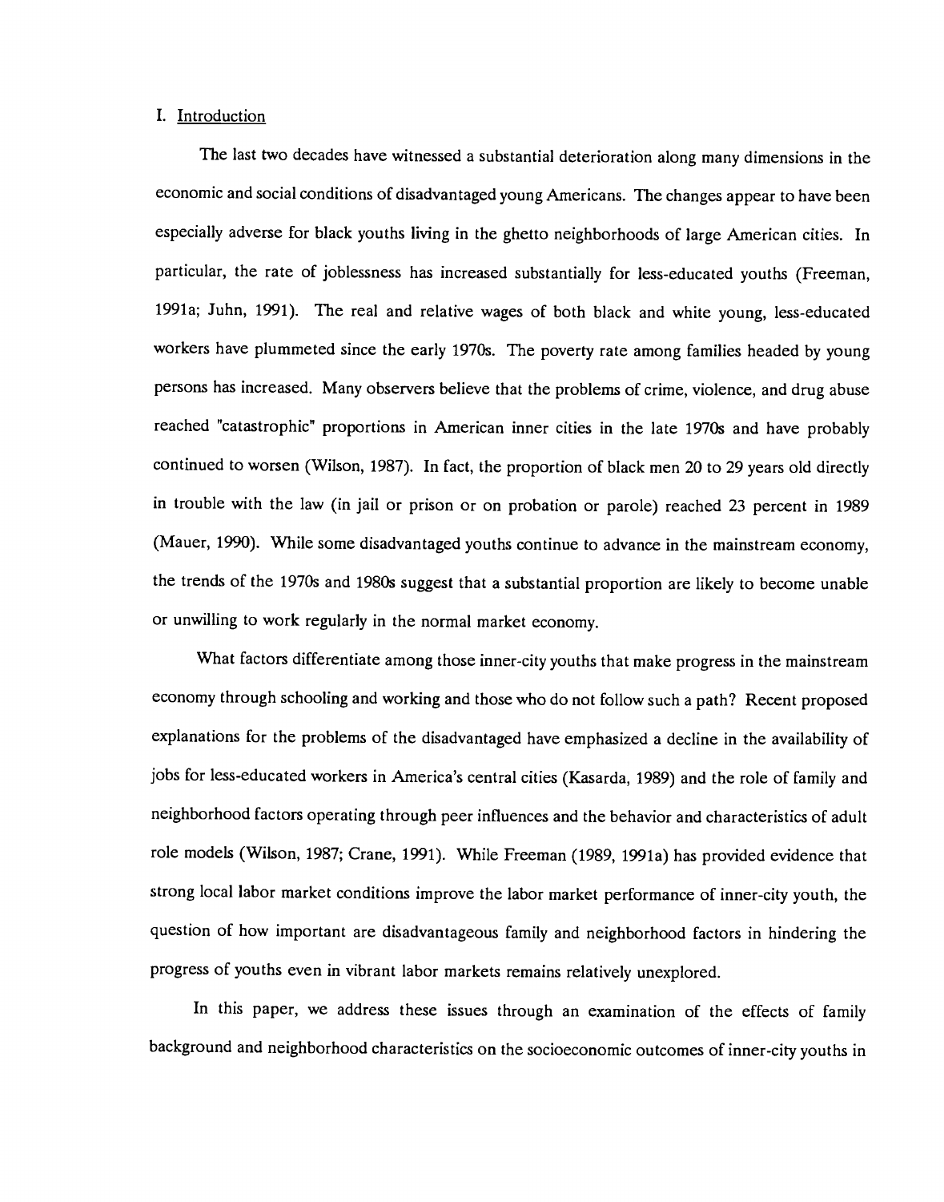## I. Introduction

The last two decades have witnessed a substantial deterioration along many dimensions in the economic and social conditions of disadvantaged young Americans. The changes appear to have been especially adverse for black youths living in the ghetto neighborhoods of large American cities. In particular, the rate of joblessness has increased substantially for less-educated youths (Freeman, 1991a; Juhn, 1991). The real and relative wages of both black and white young, less-educated workers have plummeted since the early 1970s. The poverty rate among families headed by young persons has increased. Many observers believe that the problems of crime, violence, and drug abuse reached "catastrophic" proportions in American inner cities in the late 1970s and have probably continued to worsen (Wilson, 1987). In fact, the proportion of black men 20 to 29 years old directly in trouble with the law (in jail or prison or on probation or parole) reached 23 percent in 1989 (Mauer, 1990). While some disadvantaged youths continue to advance in the mainstream economy, the trends of the 1970s and 1980s suggest that a substantial proportion are likely to become unable or unwilling to work regularly in the normal market economy.

What factors differentiate among those inner-city youths that make progress in the mainstream economy through schooling and working and those who do not follow such a path? Recent proposed explanations for the problems of the disadvantaged have emphasized a decline in the availability of jobs for less-educated workers in America's central cities (Kasarda, 1989) and the role of family and neighborhood factors operating through peer influences and the behavior and characteristics of adult role models (Wilson, 1987; Crane, 1991). While Freeman (1989, 1991a) has provided evidence that strong local labor market conditions improve the labor market performance of inner-city youth, the question of how important are disadvantageous family and neighborhood factors in hindering the progress of youths even in vibrant labor markets remains relatively unexplored.

In this paper, we address these issues through an examination of the effects of family background and neighborhood characteristics on the socioeconomic outcomes of inner-city youths in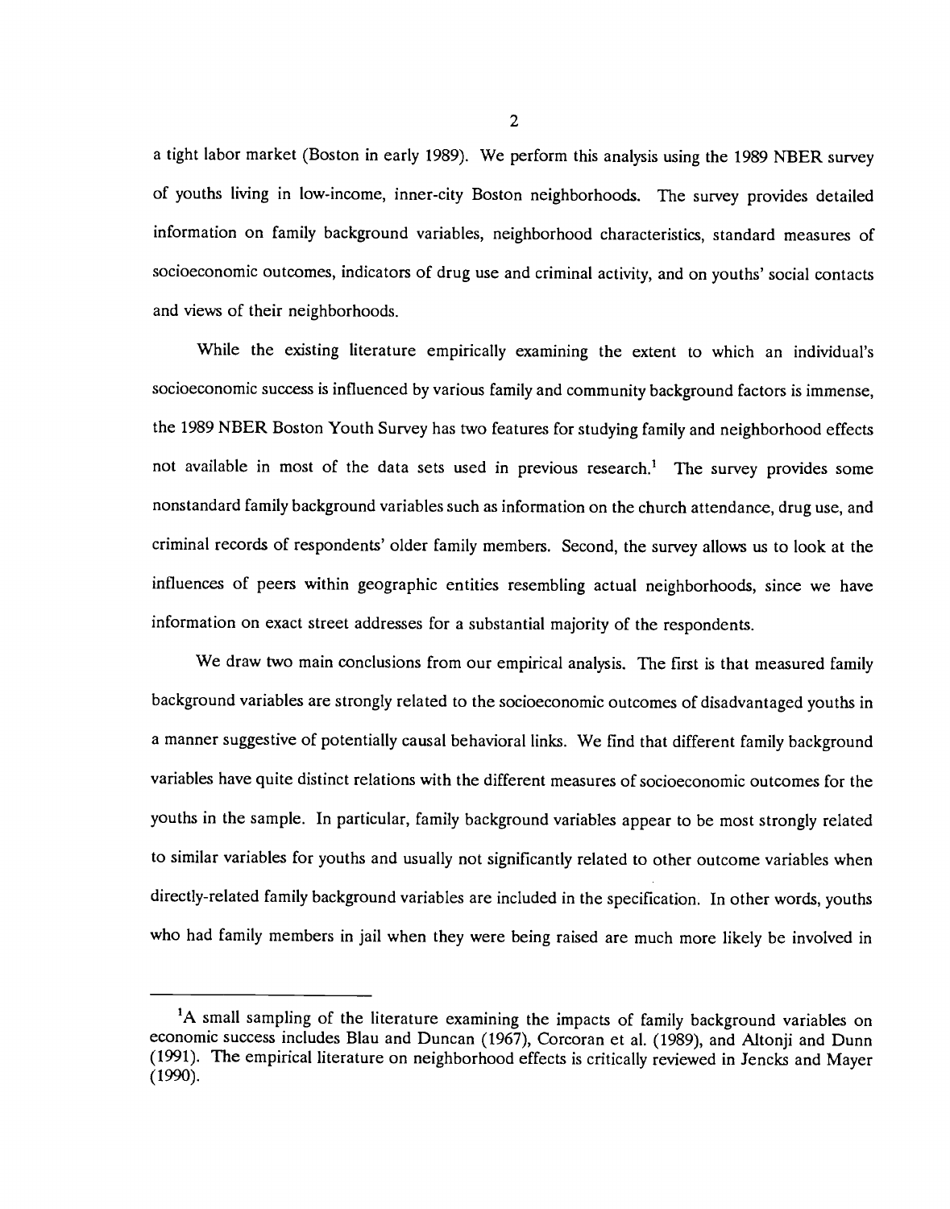a tight labor market (Boston in early 1989). We perform this analysis using the 1989 NBER survey of youths living in low-income, inner-city Boston neighborhoods. The survey provides detailed information on family background variables, neighborhood characteristics, standard measures of socioeconomic outcomes, indicators of drug use and criminal activity, and on youths' social contacts and views of their neighborhoods.

While the existing literature empirically examining the extent to which an individual's socioeconomic success is influenced by various family and community background factors is immense, the 1989 NBER Boston Youth Survey has two features for studying family and neighborhood effects not available in most of the data sets used in previous research.[1] The survey provides some nonstandard family background variables such as information on the church attendance, drug use, and criminal records of respondents' older family members. Second, the survey allows us to look at the influences of peers within geographic entities resembling actual neighborhoods, since we have information on exact street addresses for a substantial majority of the respondents.

We draw two main conclusions from our empirical analysis. The first is that measured family background variables are strongly related to the socioeconomic outcomes of disadvantaged youths in a manner suggestive of potentially causal behavioral links. We find that different family background variables have quite distinct relations with the different measures of socioeconomic outcomes for the youths in the sample. In particular, family background variables appear to be most strongly related to similar variables for youths and usually not significantly related to other outcome variables when directly-related family background variables are included in the specification. In other words, youths who had family members in jail when they were being raised are much more likely be involved in

---

[1]A small sampling of the literature examining the impacts of family background variables on economic success includes Blau and Duncan (1967), Corcoran et al. (1989), and Altonji and Dunn (1991). The empirical literature on neighborhood effects is critically reviewed in Jencks and Mayer (1990).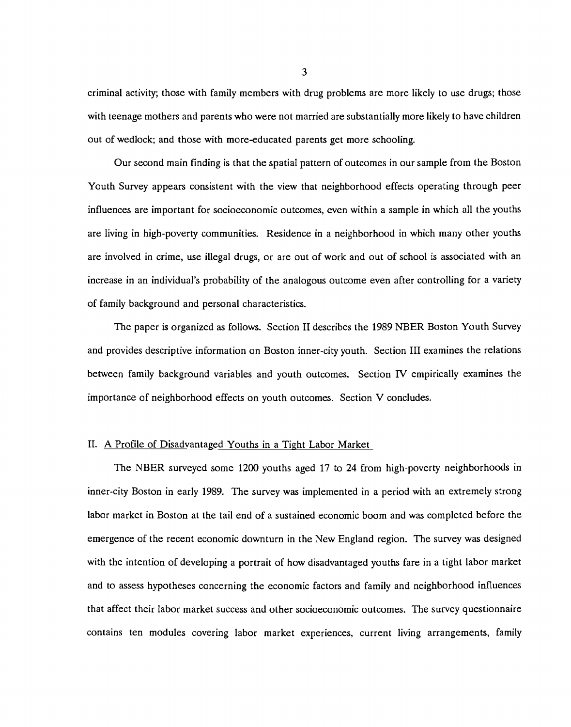criminal activity; those with family members with drug problems are more likely to use drugs; those with teenage mothers and parents who were not married are substantially more likely to have children out of wedlock; and those with more-educated parents get more schooling.

Our second main finding is that the spatial pattern of outcomes in our sample from the Boston Youth Survey appears consistent with the view that neighborhood effects operating through peer influences are important for socioeconomic outcomes, even within a sample in which all the youths are living in high-poverty communities. Residence in a neighborhood in which many other youths are involved in crime, use illegal drugs, or are out of work and out of school is associated with an increase in an individual's probability of the analogous outcome even after controlling for a variety of family background and personal characteristics.

The paper is organized as follows. Section II describes the 1989 NBER Boston Youth Survey and provides descriptive information on Boston inner-city youth. Section III examines the relations between family background variables and youth outcomes. Section IV empirically examines the importance of neighborhood effects on youth outcomes. Section V concludes.

## II. A Profile of Disadvantaged Youths in a Tight Labor Market

The NBER surveyed some 1200 youths aged 17 to 24 from high-poverty neighborhoods in inner-city Boston in early 1989. The survey was implemented in a period with an extremely strong labor market in Boston at the tail end of a sustained economic boom and was completed before the emergence of the recent economic downturn in the New England region. The survey was designed with the intention of developing a portrait of how disadvantaged youths fare in a tight labor market and to assess hypotheses concerning the economic factors and family and neighborhood influences that affect their labor market success and other socioeconomic outcomes. The survey questionnaire contains ten modules covering labor market experiences, current living arrangements, family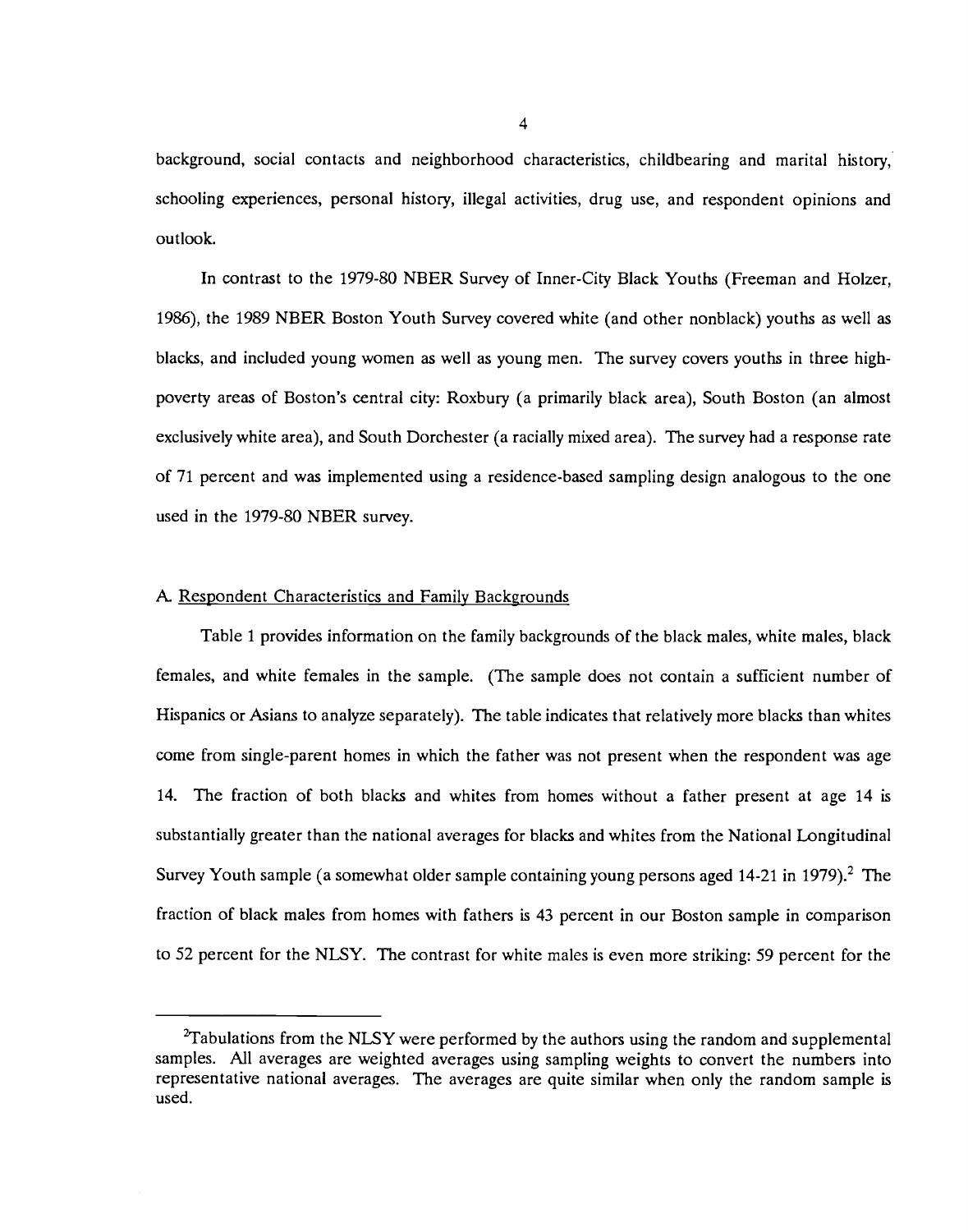background, social contacts and neighborhood characteristics, childbearing and marital history, schooling experiences, personal history, illegal activities, drug use, and respondent opinions and outlook.

In contrast to the 1979-80 NBER Survey of Inner-City Black Youths (Freeman and Holzer, 1986), the 1989 NBER Boston Youth Survey covered white (and other nonblack) youths as well as blacks, and included young women as well as young men. The survey covers youths in three high-poverty areas of Boston's central city: Roxbury (a primarily black area), South Boston (an almost exclusively white area), and South Dorchester (a racially mixed area). The survey had a response rate of 71 percent and was implemented using a residence-based sampling design analogous to the one used in the 1979-80 NBER survey.

### A. Respondent Characteristics and Family Backgrounds

Table 1 provides information on the family backgrounds of the black males, white males, black females, and white females in the sample. (The sample does not contain a sufficient number of Hispanics or Asians to analyze separately). The table indicates that relatively more blacks than whites come from single-parent homes in which the father was not present when the respondent was age 14. The fraction of both blacks and whites from homes without a father present at age 14 is substantially greater than the national averages for blacks and whites from the National Longitudinal Survey Youth sample (a somewhat older sample containing young persons aged 14-21 in 1979).[2] The fraction of black males from homes with fathers is 43 percent in our Boston sample in comparison to 52 percent for the NLSY. The contrast for white males is even more striking: 59 percent for the

---

[2]Tabulations from the NLSY were performed by the authors using the random and supplemental samples. All averages are weighted averages using sampling weights to convert the numbers into representative national averages. The averages are quite similar when only the random sample is used.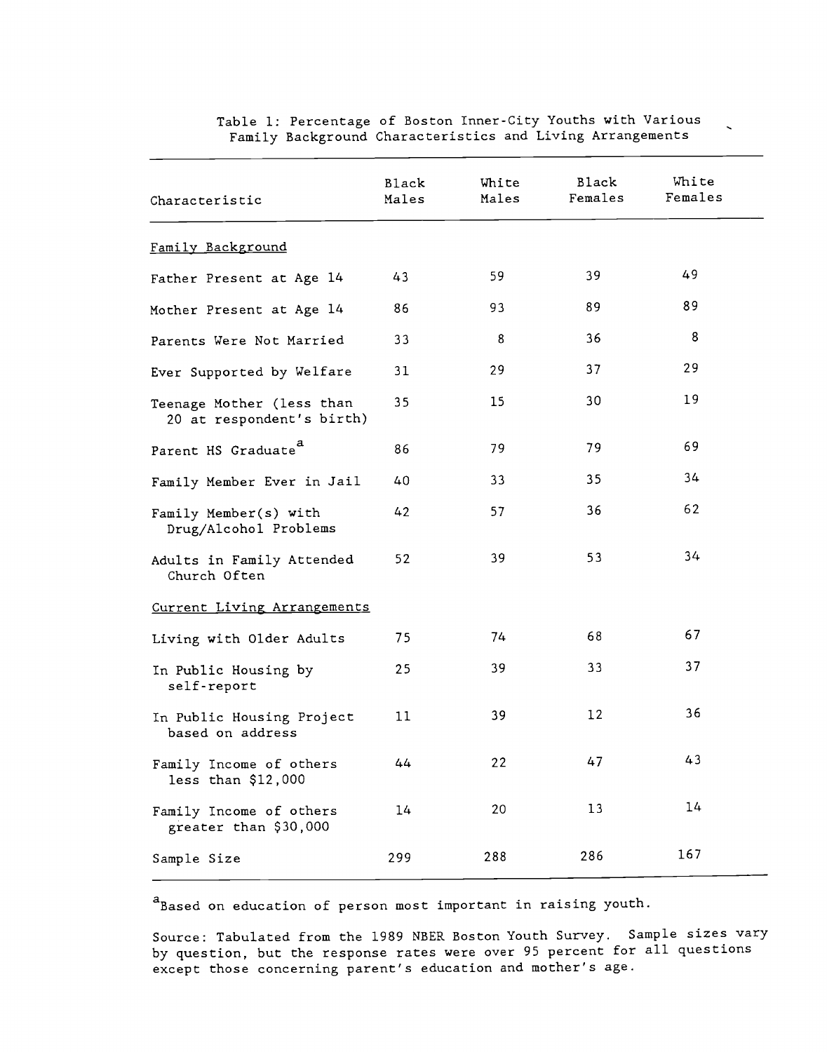Table 1: Percentage of Boston Inner-City Youths with Various Family Background Characteristics and Living Arrangements

| Characteristic | Black Males | White Males | Black Females | White Females |
|---|---|---|---|---|
| Family Background | | | | |
| Father Present at Age 14 | 43 | 59 | 39 | 49 |
| Mother Present at Age 14 | 86 | 93 | 89 | 89 |
| Parents Were Not Married | 33 | 8 | 36 | 8 |
| Ever Supported by Welfare | 31 | 29 | 37 | 29 |
| Teenage Mother (less than 20 at respondent's birth) | 35 | 15 | 30 | 19 |
| Parent HS Graduate[a] | 86 | 79 | 79 | 69 |
| Family Member Ever in Jail | 40 | 33 | 35 | 34 |
| Family Member(s) with Drug/Alcohol Problems | 42 | 57 | 36 | 62 |
| Adults in Family Attended Church Often | 52 | 39 | 53 | 34 |
| Current Living Arrangements | | | | |
| Living with Older Adults | 75 | 74 | 68 | 67 |
| In Public Housing by self-report | 25 | 39 | 33 | 37 |
| In Public Housing Project based on address | 11 | 39 | 12 | 36 |
| Family Income of others less than $12,000 | 44 | 22 | 47 | 43 |
| Family Income of others greater than $30,000 | 14 | 20 | 13 | 14 |
| Sample Size | 299 | 288 | 286 | 167 |

[a]Based on education of person most important in raising youth.

Source: Tabulated from the 1989 NBER Boston Youth Survey. Sample sizes vary by question, but the response rates were over 95 percent for all questions except those concerning parent's education and mother's age.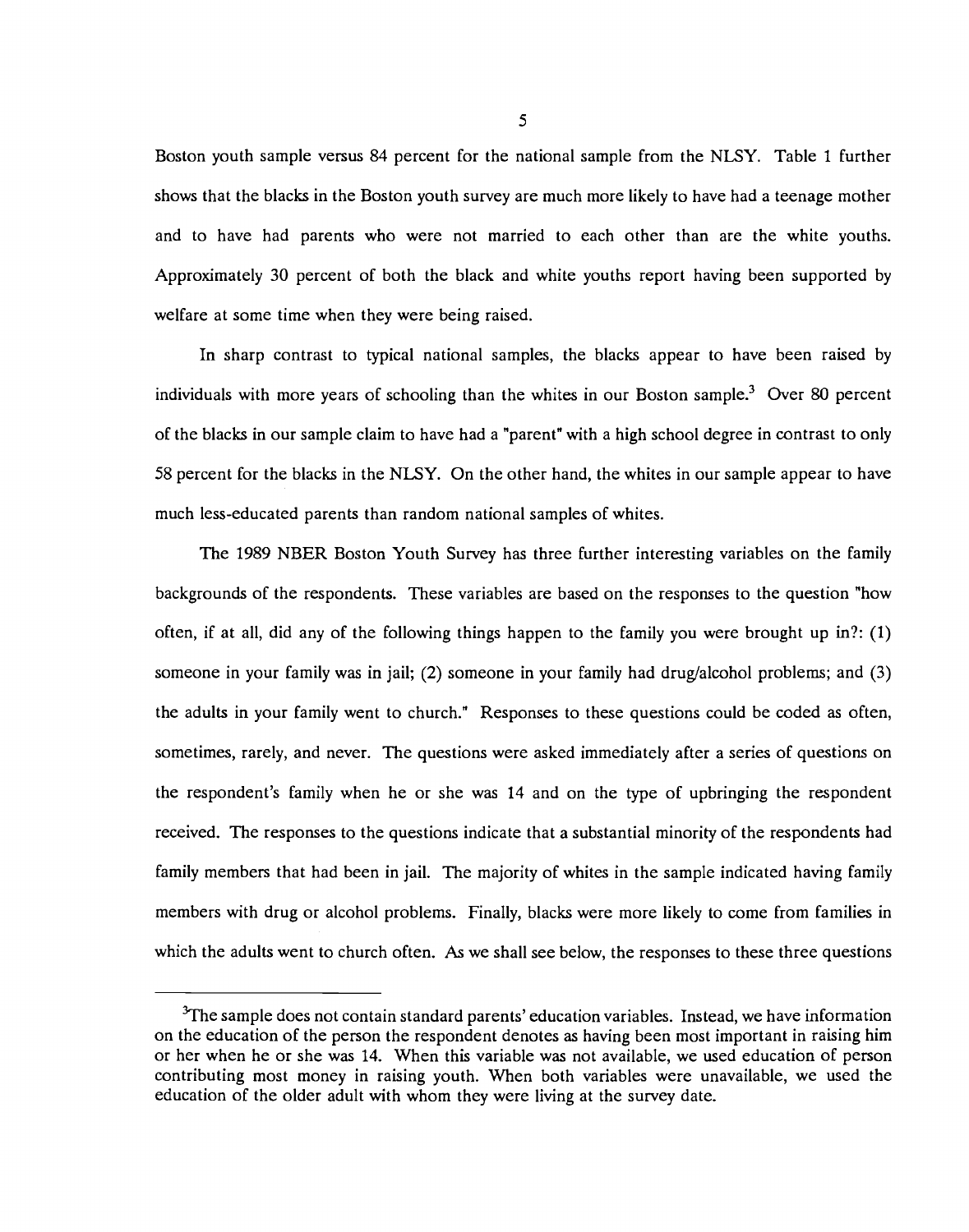Boston youth sample versus 84 percent for the national sample from the NLSY. Table 1 further shows that the blacks in the Boston youth survey are much more likely to have had a teenage mother and to have had parents who were not married to each other than are the white youths. Approximately 30 percent of both the black and white youths report having been supported by welfare at some time when they were being raised.

In sharp contrast to typical national samples, the blacks appear to have been raised by individuals with more years of schooling than the whites in our Boston sample.[3] Over 80 percent of the blacks in our sample claim to have had a "parent" with a high school degree in contrast to only 58 percent for the blacks in the NLSY. On the other hand, the whites in our sample appear to have much less-educated parents than random national samples of whites.

The 1989 NBER Boston Youth Survey has three further interesting variables on the family backgrounds of the respondents. These variables are based on the responses to the question "how often, if at all, did any of the following things happen to the family you were brought up in?: (1) someone in your family was in jail; (2) someone in your family had drug/alcohol problems; and (3) the adults in your family went to church." Responses to these questions could be coded as often, sometimes, rarely, and never. The questions were asked immediately after a series of questions on the respondent's family when he or she was 14 and on the type of upbringing the respondent received. The responses to the questions indicate that a substantial minority of the respondents had family members that had been in jail. The majority of whites in the sample indicated having family members with drug or alcohol problems. Finally, blacks were more likely to come from families in which the adults went to church often. As we shall see below, the responses to these three questions

---

[3]The sample does not contain standard parents' education variables. Instead, we have information on the education of the person the respondent denotes as having been most important in raising him or her when he or she was 14. When this variable was not available, we used education of person contributing most money in raising youth. When both variables were unavailable, we used the education of the older adult with whom they were living at the survey date.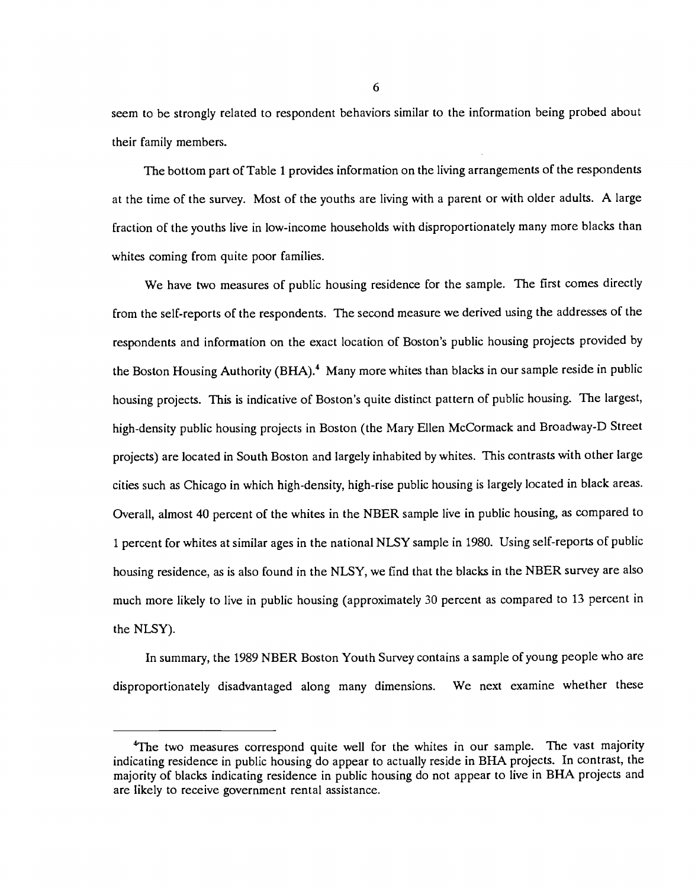seem to be strongly related to respondent behaviors similar to the information being probed about their family members.

The bottom part of Table 1 provides information on the living arrangements of the respondents at the time of the survey. Most of the youths are living with a parent or with older adults. A large fraction of the youths live in low-income households with disproportionately many more blacks than whites coming from quite poor families.

We have two measures of public housing residence for the sample. The first comes directly from the self-reports of the respondents. The second measure we derived using the addresses of the respondents and information on the exact location of Boston's public housing projects provided by the Boston Housing Authority (BHA).[4] Many more whites than blacks in our sample reside in public housing projects. This is indicative of Boston's quite distinct pattern of public housing. The largest, high-density public housing projects in Boston (the Mary Ellen McCormack and Broadway-D Street projects) are located in South Boston and largely inhabited by whites. This contrasts with other large cities such as Chicago in which high-density, high-rise public housing is largely located in black areas. Overall, almost 40 percent of the whites in the NBER sample live in public housing, as compared to 1 percent for whites at similar ages in the national NLSY sample in 1980. Using self-reports of public housing residence, as is also found in the NLSY, we find that the blacks in the NBER survey are also much more likely to live in public housing (approximately 30 percent as compared to 13 percent in the NLSY).

In summary, the 1989 NBER Boston Youth Survey contains a sample of young people who are disproportionately disadvantaged along many dimensions. We next examine whether these

---

[4]The two measures correspond quite well for the whites in our sample. The vast majority indicating residence in public housing do appear to actually reside in BHA projects. In contrast, the majority of blacks indicating residence in public housing do not appear to live in BHA projects and are likely to receive government rental assistance.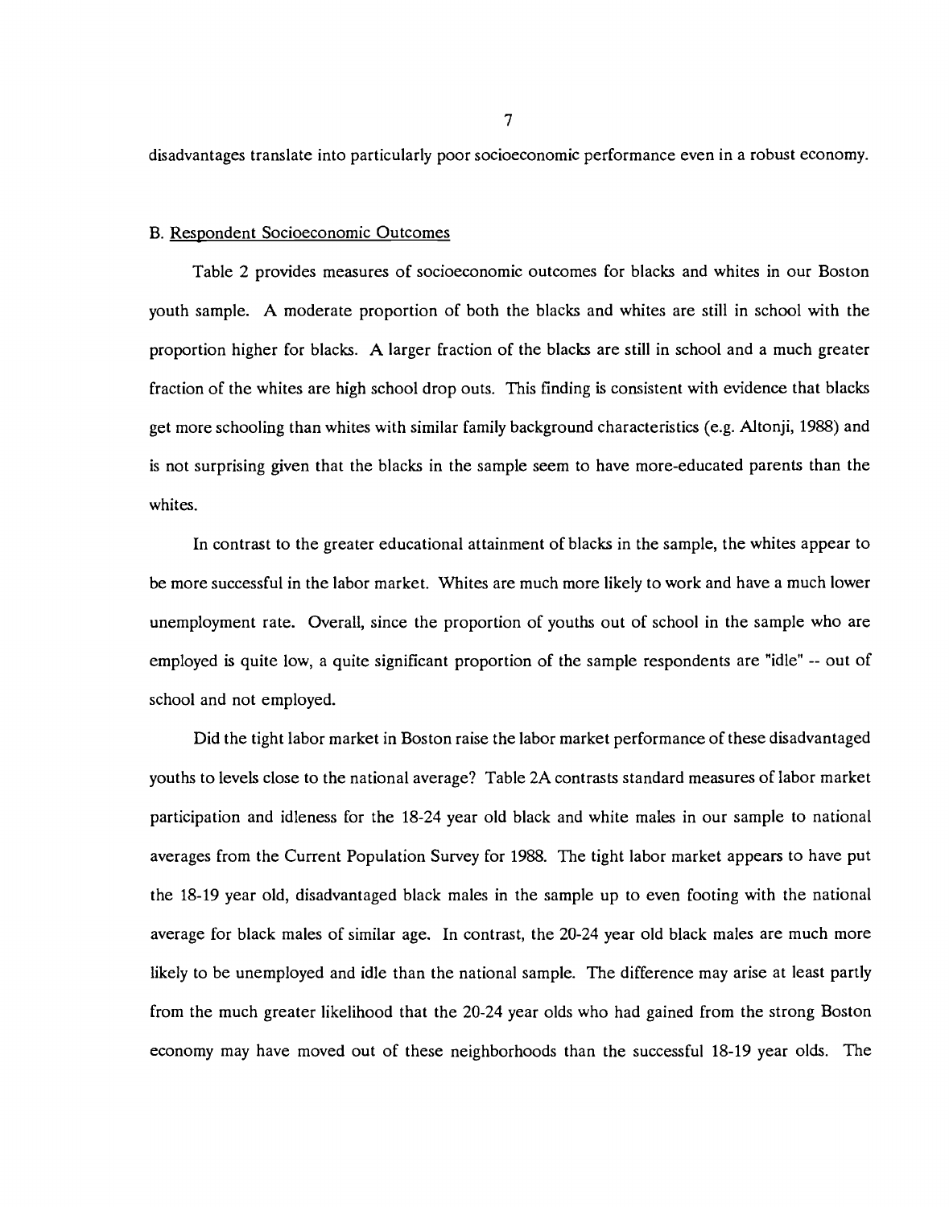disadvantages translate into particularly poor socioeconomic performance even in a robust economy.

### B. Respondent Socioeconomic Outcomes

Table 2 provides measures of socioeconomic outcomes for blacks and whites in our Boston youth sample. A moderate proportion of both the blacks and whites are still in school with the proportion higher for blacks. A larger fraction of the blacks are still in school and a much greater fraction of the whites are high school drop outs. This finding is consistent with evidence that blacks get more schooling than whites with similar family background characteristics (e.g. Altonji, 1988) and is not surprising given that the blacks in the sample seem to have more-educated parents than the whites.

In contrast to the greater educational attainment of blacks in the sample, the whites appear to be more successful in the labor market. Whites are much more likely to work and have a much lower unemployment rate. Overall, since the proportion of youths out of school in the sample who are employed is quite low, a quite significant proportion of the sample respondents are "idle" -- out of school and not employed.

Did the tight labor market in Boston raise the labor market performance of these disadvantaged youths to levels close to the national average? Table 2A contrasts standard measures of labor market participation and idleness for the 18-24 year old black and white males in our sample to national averages from the Current Population Survey for 1988. The tight labor market appears to have put the 18-19 year old, disadvantaged black males in the sample up to even footing with the national average for black males of similar age. In contrast, the 20-24 year old black males are much more likely to be unemployed and idle than the national sample. The difference may arise at least partly from the much greater likelihood that the 20-24 year olds who had gained from the strong Boston economy may have moved out of these neighborhoods than the successful 18-19 year olds. The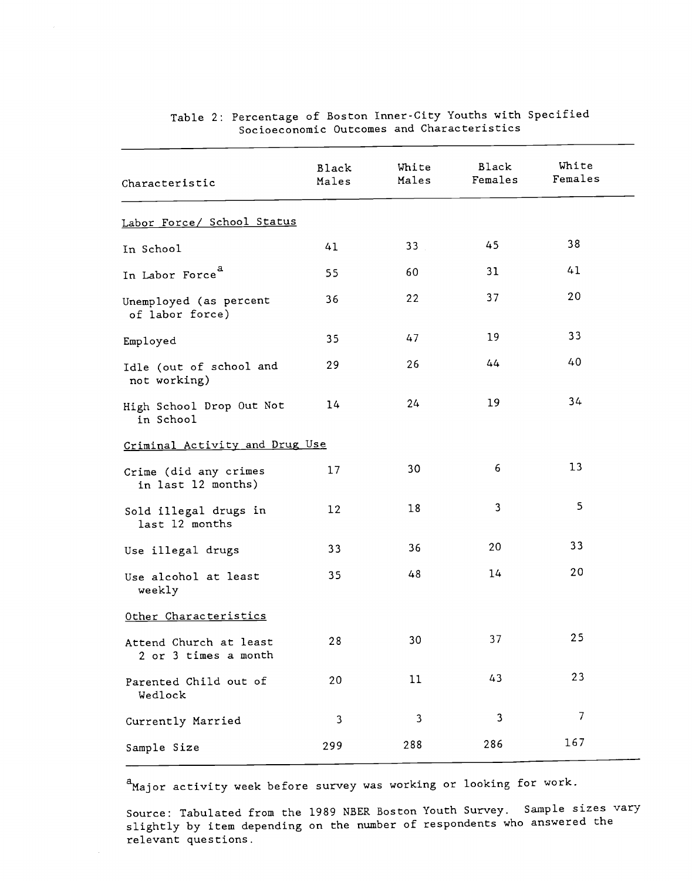Table 2: Percentage of Boston Inner-City Youths with Specified Socioeconomic Outcomes and Characteristics

| Characteristic | Black Males | White Males | Black Females | White Females |
|---|---|---|---|---|
| Labor Force/ School Status | | | | |
| In School | 41 | 33 | 45 | 38 |
| In Labor Force[a] | 55 | 60 | 31 | 41 |
| Unemployed (as percent of labor force) | 36 | 22 | 37 | 20 |
| Employed | 35 | 47 | 19 | 33 |
| Idle (out of school and not working) | 29 | 26 | 44 | 40 |
| High School Drop Out Not in School | 14 | 24 | 19 | 34 |
| Criminal Activity and Drug Use | | | | |
| Crime (did any crimes in last 12 months) | 17 | 30 | 6 | 13 |
| Sold illegal drugs in last 12 months | 12 | 18 | 3 | 5 |
| Use illegal drugs | 33 | 36 | 20 | 33 |
| Use alcohol at least weekly | 35 | 48 | 14 | 20 |
| Other Characteristics | | | | |
| Attend Church at least 2 or 3 times a month | 28 | 30 | 37 | 25 |
| Parented Child out of Wedlock | 20 | 11 | 43 | 23 |
| Currently Married | 3 | 3 | 3 | 7 |
| Sample Size | 299 | 288 | 286 | 167 |

[a]Major activity week before survey was working or looking for work.

Source: Tabulated from the 1989 NBER Boston Youth Survey. Sample sizes vary slightly by item depending on the number of respondents who answered the relevant questions.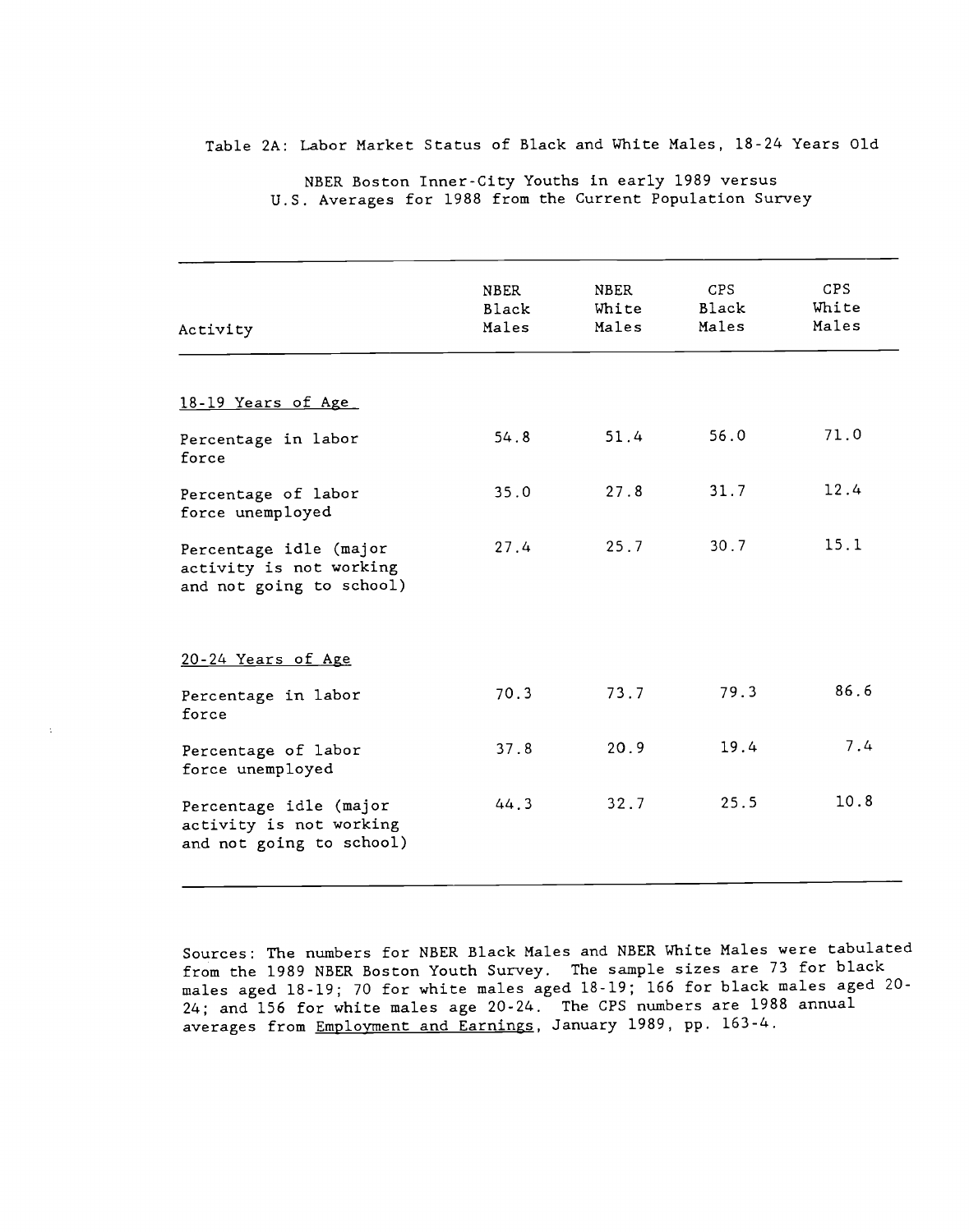Table 2A: Labor Market Status of Black and White Males, 18-24 Years Old

NBER Boston Inner-City Youths in early 1989 versus
U.S. Averages for 1988 from the Current Population Survey

| Activity | NBER Black Males | NBER White Males | CPS Black Males | CPS White Males |
|---|---|---|---|---|
| 18-19 Years of Age | | | | |
| Percentage in labor force | 54.8 | 51.4 | 56.0 | 71.0 |
| Percentage of labor force unemployed | 35.0 | 27.8 | 31.7 | 12.4 |
| Percentage idle (major activity is not working and not going to school) | 27.4 | 25.7 | 30.7 | 15.1 |
| 20-24 Years of Age | | | | |
| Percentage in labor force | 70.3 | 73.7 | 79.3 | 86.6 |
| Percentage of labor force unemployed | 37.8 | 20.9 | 19.4 | 7.4 |
| Percentage idle (major activity is not working and not going to school) | 44.3 | 32.7 | 25.5 | 10.8 |

Sources: The numbers for NBER Black Males and NBER White Males were tabulated from the 1989 NBER Boston Youth Survey. The sample sizes are 73 for black males aged 18-19; 70 for white males aged 18-19; 166 for black males aged 20-24; and 156 for white males age 20-24. The CPS numbers are 1988 annual averages from Employment and Earnings, January 1989, pp. 163-4.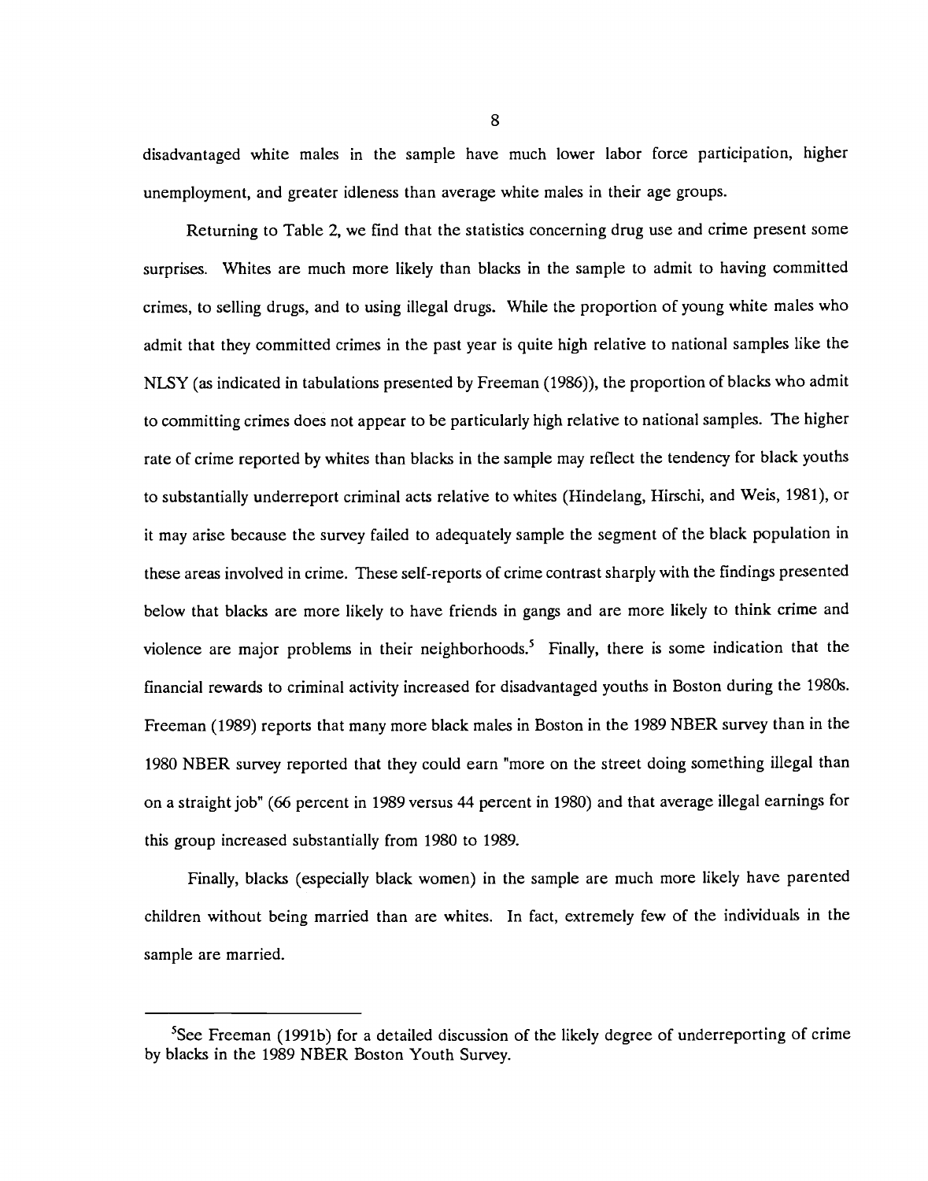disadvantaged white males in the sample have much lower labor force participation, higher unemployment, and greater idleness than average white males in their age groups.

Returning to Table 2, we find that the statistics concerning drug use and crime present some surprises. Whites are much more likely than blacks in the sample to admit to having committed crimes, to selling drugs, and to using illegal drugs. While the proportion of young white males who admit that they committed crimes in the past year is quite high relative to national samples like the NLSY (as indicated in tabulations presented by Freeman (1986)), the proportion of blacks who admit to committing crimes does not appear to be particularly high relative to national samples. The higher rate of crime reported by whites than blacks in the sample may reflect the tendency for black youths to substantially underreport criminal acts relative to whites (Hindelang, Hirschi, and Weis, 1981), or it may arise because the survey failed to adequately sample the segment of the black population in these areas involved in crime. These self-reports of crime contrast sharply with the findings presented below that blacks are more likely to have friends in gangs and are more likely to think crime and violence are major problems in their neighborhoods.[5] Finally, there is some indication that the financial rewards to criminal activity increased for disadvantaged youths in Boston during the 1980s. Freeman (1989) reports that many more black males in Boston in the 1989 NBER survey than in the 1980 NBER survey reported that they could earn "more on the street doing something illegal than on a straight job" (66 percent in 1989 versus 44 percent in 1980) and that average illegal earnings for this group increased substantially from 1980 to 1989.

Finally, blacks (especially black women) in the sample are much more likely have parented children without being married than are whites. In fact, extremely few of the individuals in the sample are married.

---

[5]See Freeman (1991b) for a detailed discussion of the likely degree of underreporting of crime by blacks in the 1989 NBER Boston Youth Survey.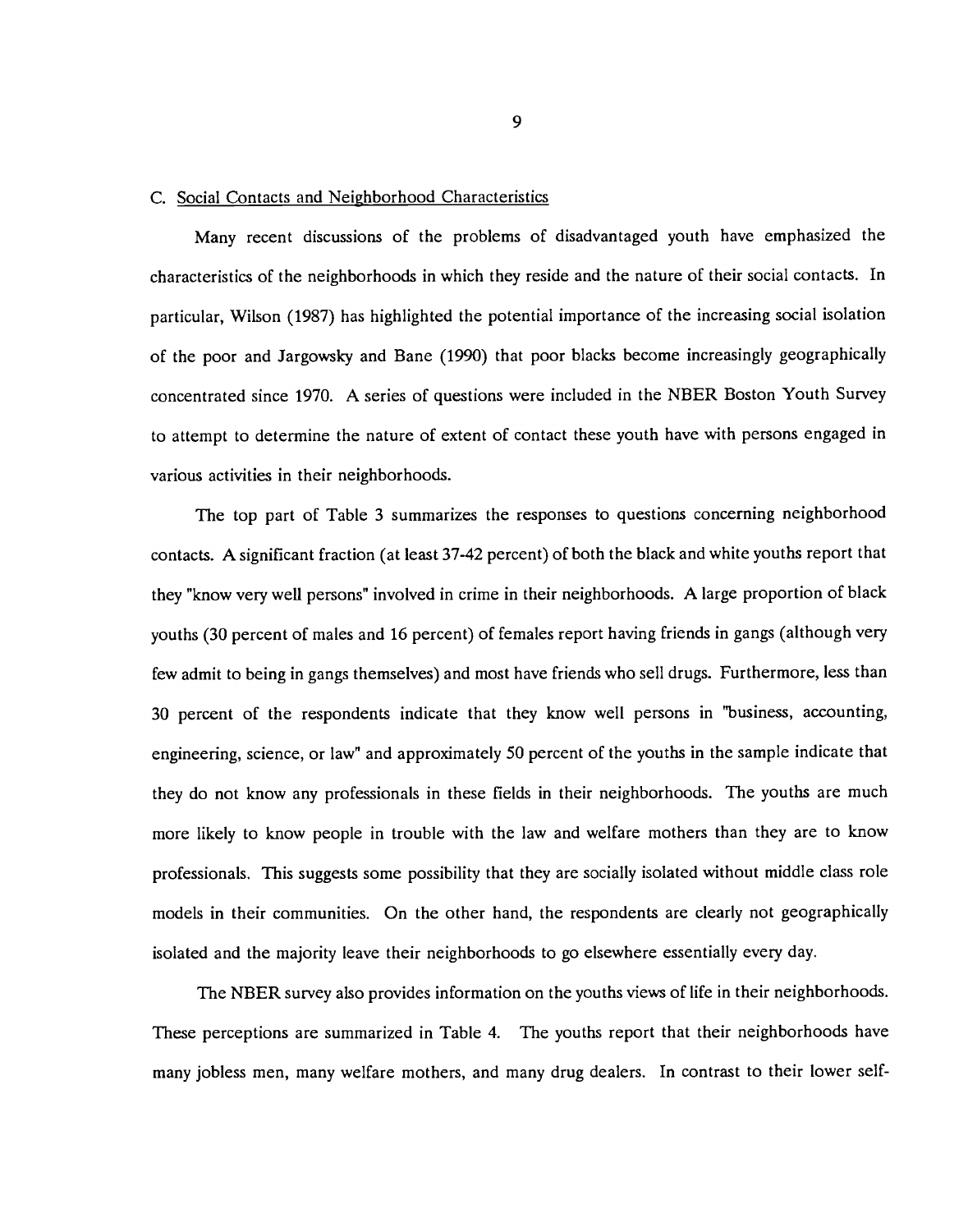### C. Social Contacts and Neighborhood Characteristics

Many recent discussions of the problems of disadvantaged youth have emphasized the characteristics of the neighborhoods in which they reside and the nature of their social contacts. In particular, Wilson (1987) has highlighted the potential importance of the increasing social isolation of the poor and Jargowsky and Bane (1990) that poor blacks become increasingly geographically concentrated since 1970. A series of questions were included in the NBER Boston Youth Survey to attempt to determine the nature of extent of contact these youth have with persons engaged in various activities in their neighborhoods.

The top part of Table 3 summarizes the responses to questions concerning neighborhood contacts. A significant fraction (at least 37-42 percent) of both the black and white youths report that they "know very well persons" involved in crime in their neighborhoods. A large proportion of black youths (30 percent of males and 16 percent) of females report having friends in gangs (although very few admit to being in gangs themselves) and most have friends who sell drugs. Furthermore, less than 30 percent of the respondents indicate that they know well persons in "business, accounting, engineering, science, or law" and approximately 50 percent of the youths in the sample indicate that they do not know any professionals in these fields in their neighborhoods. The youths are much more likely to know people in trouble with the law and welfare mothers than they are to know professionals. This suggests some possibility that they are socially isolated without middle class role models in their communities. On the other hand, the respondents are clearly not geographically isolated and the majority leave their neighborhoods to go elsewhere essentially every day.

The NBER survey also provides information on the youths views of life in their neighborhoods. These perceptions are summarized in Table 4. The youths report that their neighborhoods have many jobless men, many welfare mothers, and many drug dealers. In contrast to their lower self-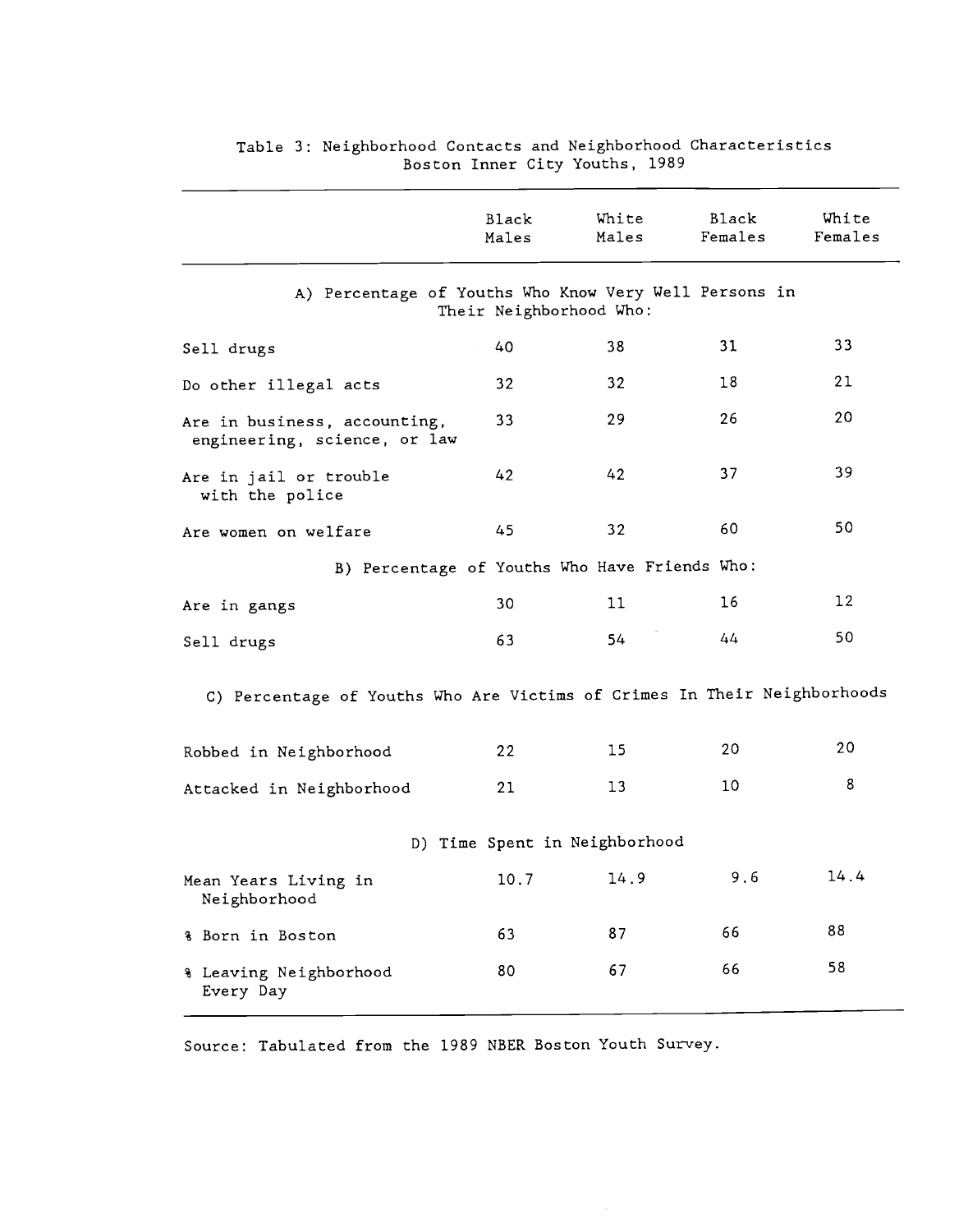Table 3: Neighborhood Contacts and Neighborhood Characteristics
Boston Inner City Youths, 1989

| | Black Males | White Males | Black Females | White Females |
|---|---|---|---|---|
| **A) Percentage of Youths Who Know Very Well Persons in Their Neighborhood Who:** | | | | |
| Sell drugs | 40 | 38 | 31 | 33 |
| Do other illegal acts | 32 | 32 | 18 | 21 |
| Are in business, accounting, engineering, science, or law | 33 | 29 | 26 | 20 |
| Are in jail or trouble with the police | 42 | 42 | 37 | 39 |
| Are women on welfare | 45 | 32 | 60 | 50 |
| **B) Percentage of Youths Who Have Friends Who:** | | | | |
| Are in gangs | 30 | 11 | 16 | 12 |
| Sell drugs | 63 | 54 | 44 | 50 |
| **C) Percentage of Youths Who Are Victims of Crimes In Their Neighborhoods** | | | | |
| Robbed in Neighborhood | 22 | 15 | 20 | 20 |
| Attacked in Neighborhood | 21 | 13 | 10 | 8 |
| **D) Time Spent in Neighborhood** | | | | |
| Mean Years Living in Neighborhood | 10.7 | 14.9 | 9.6 | 14.4 |
| % Born in Boston | 63 | 87 | 66 | 88 |
| % Leaving Neighborhood Every Day | 80 | 67 | 66 | 58 |

Source: Tabulated from the 1989 NBER Boston Youth Survey.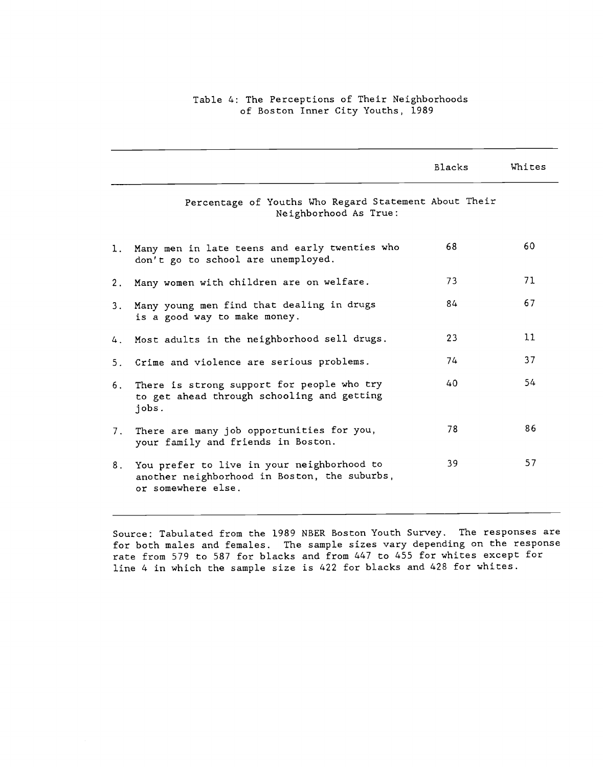Table 4: The Perceptions of Their Neighborhoods of Boston Inner City Youths, 1989

| | Blacks | Whites |
|---|---|---|
| Percentage of Youths Who Regard Statement About Their Neighborhood As True: | | |
| 1. Many men in late teens and early twenties who don't go to school are unemployed. | 68 | 60 |
| 2. Many women with children are on welfare. | 73 | 71 |
| 3. Many young men find that dealing in drugs is a good way to make money. | 84 | 67 |
| 4. Most adults in the neighborhood sell drugs. | 23 | 11 |
| 5. Crime and violence are serious problems. | 74 | 37 |
| 6. There is strong support for people who try to get ahead through schooling and getting jobs. | 40 | 54 |
| 7. There are many job opportunities for you, your family and friends in Boston. | 78 | 86 |
| 8. You prefer to live in your neighborhood to another neighborhood in Boston, the suburbs, or somewhere else. | 39 | 57 |

Source: Tabulated from the 1989 NBER Boston Youth Survey. The responses are for both males and females. The sample sizes vary depending on the response rate from 579 to 587 for blacks and from 447 to 455 for whites except for line 4 in which the sample size is 422 for blacks and 428 for whites.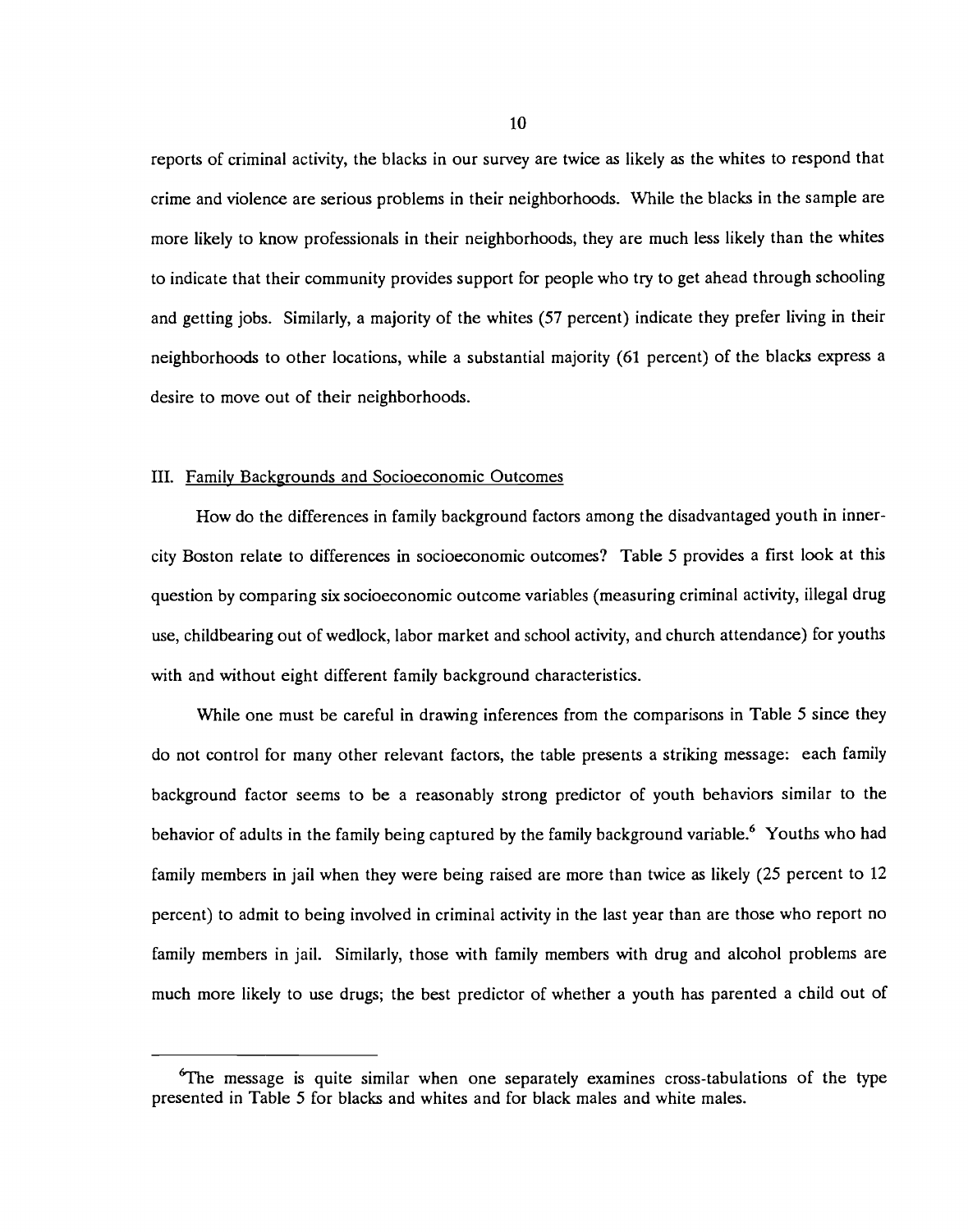reports of criminal activity, the blacks in our survey are twice as likely as the whites to respond that crime and violence are serious problems in their neighborhoods. While the blacks in the sample are more likely to know professionals in their neighborhoods, they are much less likely than the whites to indicate that their community provides support for people who try to get ahead through schooling and getting jobs. Similarly, a majority of the whites (57 percent) indicate they prefer living in their neighborhoods to other locations, while a substantial majority (61 percent) of the blacks express a desire to move out of their neighborhoods.

## III. Family Backgrounds and Socioeconomic Outcomes

How do the differences in family background factors among the disadvantaged youth in inner-city Boston relate to differences in socioeconomic outcomes? Table 5 provides a first look at this question by comparing six socioeconomic outcome variables (measuring criminal activity, illegal drug use, childbearing out of wedlock, labor market and school activity, and church attendance) for youths with and without eight different family background characteristics.

While one must be careful in drawing inferences from the comparisons in Table 5 since they do not control for many other relevant factors, the table presents a striking message: each family background factor seems to be a reasonably strong predictor of youth behaviors similar to the behavior of adults in the family being captured by the family background variable.[6] Youths who had family members in jail when they were being raised are more than twice as likely (25 percent to 12 percent) to admit to being involved in criminal activity in the last year than are those who report no family members in jail. Similarly, those with family members with drug and alcohol problems are much more likely to use drugs; the best predictor of whether a youth has parented a child out of

---

[6] The message is quite similar when one separately examines cross-tabulations of the type presented in Table 5 for blacks and whites and for black males and white males.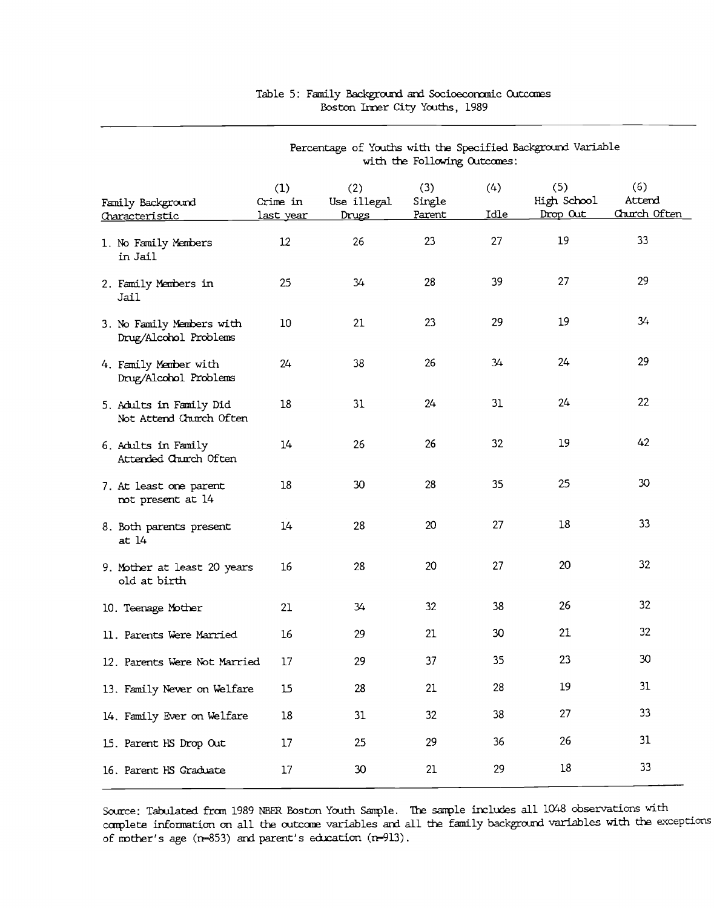Table 5: Family Background and Socioeconomic Outcomes
Boston Inner City Youths, 1989

| Family Background Characteristic | Percentage of Youths with the Specified Background Variable with the Following Outcomes: | | | | | |
|---|---|---|---|---|---|---|
| | (1) Crime in last year | (2) Use illegal Drugs | (3) Single Parent | (4) Idle | (5) High School Drop Out | (6) Attend Church Often |
| 1. No Family Members in Jail | 12 | 26 | 23 | 27 | 19 | 33 |
| 2. Family Members in Jail | 25 | 34 | 28 | 39 | 27 | 29 |
| 3. No Family Members with Drug/Alcohol Problems | 10 | 21 | 23 | 29 | 19 | 34 |
| 4. Family Member with Drug/Alcohol Problems | 24 | 38 | 26 | 34 | 24 | 29 |
| 5. Adults in Family Did Not Attend Church Often | 18 | 31 | 24 | 31 | 24 | 22 |
| 6. Adults in Family Attended Church Often | 14 | 26 | 26 | 32 | 19 | 42 |
| 7. At least one parent not present at 14 | 18 | 30 | 28 | 35 | 25 | 30 |
| 8. Both parents present at 14 | 14 | 28 | 20 | 27 | 18 | 33 |
| 9. Mother at least 20 years old at birth | 16 | 28 | 20 | 27 | 20 | 32 |
| 10. Teenage Mother | 21 | 34 | 32 | 38 | 26 | 32 |
| 11. Parents Were Married | 16 | 29 | 21 | 30 | 21 | 32 |
| 12. Parents Were Not Married | 17 | 29 | 37 | 35 | 23 | 30 |
| 13. Family Never on Welfare | 15 | 28 | 21 | 28 | 19 | 31 |
| 14. Family Ever on Welfare | 18 | 31 | 32 | 38 | 27 | 33 |
| 15. Parent HS Drop Out | 17 | 25 | 29 | 36 | 26 | 31 |
| 16. Parent HS Graduate | 17 | 30 | 21 | 29 | 18 | 33 |

Source: Tabulated from 1989 NBER Boston Youth Sample. The sample includes all 1048 observations with complete information on all the outcome variables and all the family background variables with the exceptions of mother's age (n=853) and parent's education (n=913).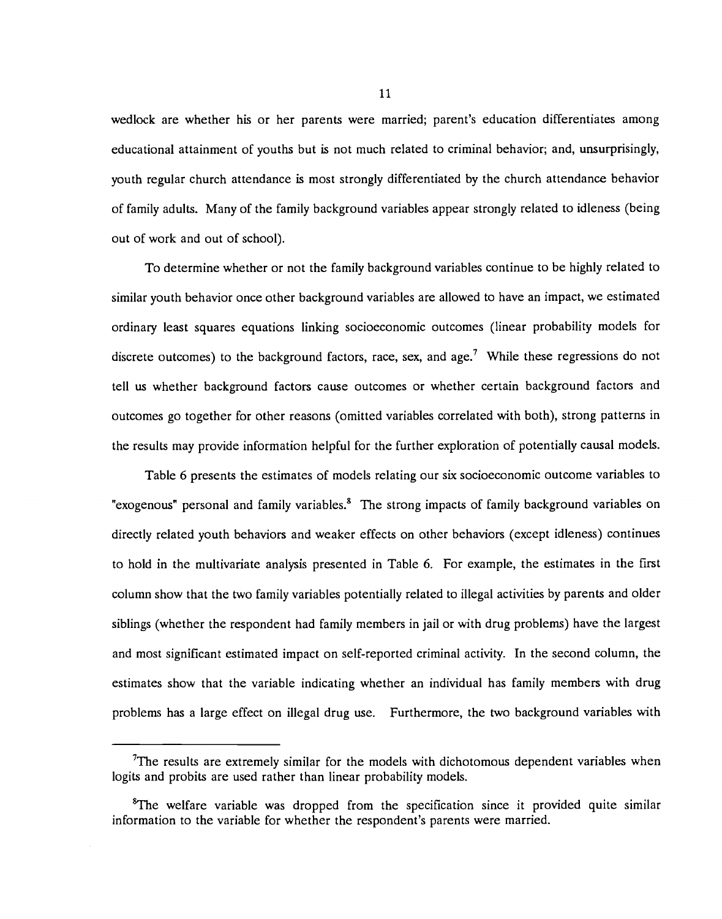wedlock are whether his or her parents were married; parent's education differentiates among educational attainment of youths but is not much related to criminal behavior; and, unsurprisingly, youth regular church attendance is most strongly differentiated by the church attendance behavior of family adults. Many of the family background variables appear strongly related to idleness (being out of work and out of school).

To determine whether or not the family background variables continue to be highly related to similar youth behavior once other background variables are allowed to have an impact, we estimated ordinary least squares equations linking socioeconomic outcomes (linear probability models for discrete outcomes) to the background factors, race, sex, and age.[7] While these regressions do not tell us whether background factors cause outcomes or whether certain background factors and outcomes go together for other reasons (omitted variables correlated with both), strong patterns in the results may provide information helpful for the further exploration of potentially causal models.

Table 6 presents the estimates of models relating our six socioeconomic outcome variables to "exogenous" personal and family variables.[8] The strong impacts of family background variables on directly related youth behaviors and weaker effects on other behaviors (except idleness) continues to hold in the multivariate analysis presented in Table 6. For example, the estimates in the first column show that the two family variables potentially related to illegal activities by parents and older siblings (whether the respondent had family members in jail or with drug problems) have the largest and most significant estimated impact on self-reported criminal activity. In the second column, the estimates show that the variable indicating whether an individual has family members with drug problems has a large effect on illegal drug use. Furthermore, the two background variables with

---

[7]The results are extremely similar for the models with dichotomous dependent variables when logits and probits are used rather than linear probability models.

[8]The welfare variable was dropped from the specification since it provided quite similar information to the variable for whether the respondent's parents were married.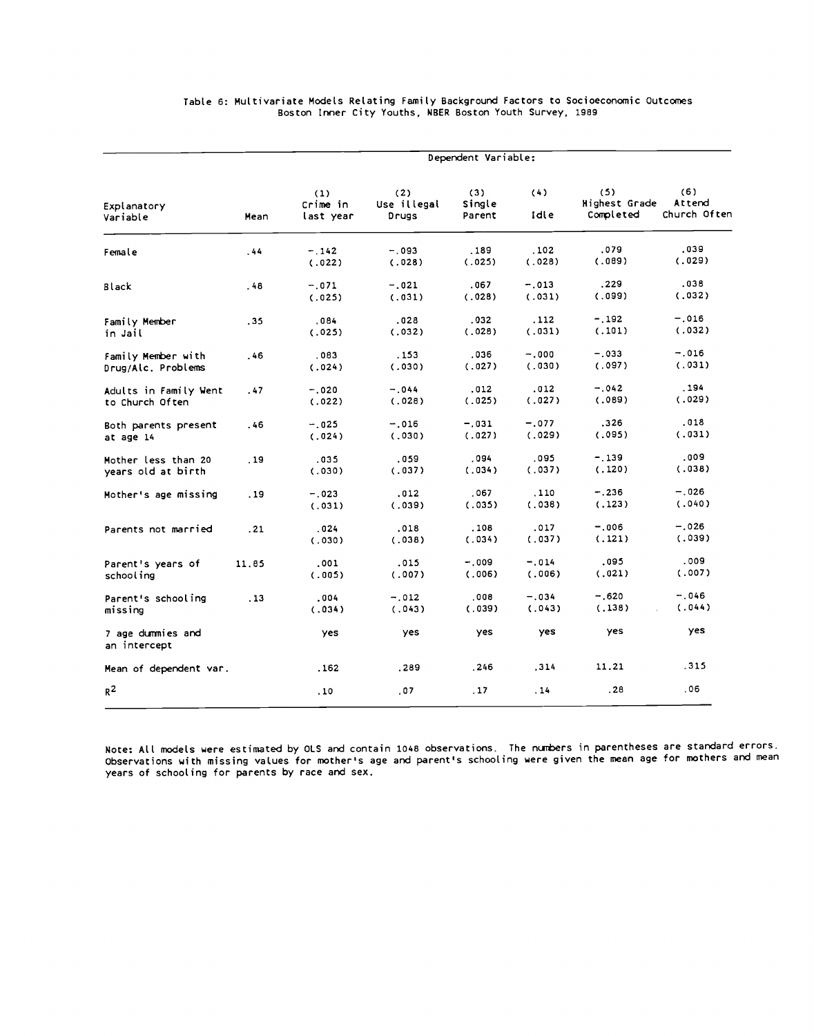Table 6: Multivariate Models Relating Family Background Factors to Socioeconomic Outcomes
Boston Inner City Youths, NBER Boston Youth Survey, 1989

| | | Dependent Variable: | | | | | |
|---|---|---|---|---|---|---|---|
| Explanatory Variable | Mean | (1) Crime in last year | (2) Use illegal Drugs | (3) Single Parent | (4) Idle | (5) Highest Grade Completed | (6) Attend Church Often |
| Female | .44 | -.142 (.022) | -.093 (.028) | .189 (.025) | .102 (.028) | .079 (.089) | .039 (.029) |
| Black | .48 | -.071 (.025) | -.021 (.031) | .067 (.028) | -.013 (.031) | .229 (.099) | .038 (.032) |
| Family Member in Jail | .35 | .084 (.025) | .028 (.032) | .032 (.028) | .112 (.031) | -.192 (.101) | -.016 (.032) |
| Family Member with Drug/Alc. Problems | .46 | .083 (.024) | .153 (.030) | .036 (.027) | -.000 (.030) | -.033 (.097) | -.016 (.031) |
| Adults in Family Went to Church Often | .47 | -.020 (.022) | -.044 (.028) | .012 (.025) | .012 (.027) | -.042 (.089) | .194 (.029) |
| Both parents present at age 14 | .46 | -.025 (.024) | -.016 (.030) | -.031 (.027) | -.077 (.029) | .326 (.095) | .018 (.031) |
| Mother less than 20 years old at birth | .19 | .035 (.030) | .059 (.037) | .094 (.034) | .095 (.037) | -.139 (.120) | .009 (.038) |
| Mother's age missing | .19 | -.023 (.031) | .012 (.039) | .067 (.035) | .110 (.038) | -.236 (.123) | -.026 (.040) |
| Parents not married | .21 | .024 (.030) | .018 (.038) | .108 (.034) | .017 (.037) | -.006 (.121) | -.026 (.039) |
| Parent's years of schooling | 11.85 | .001 (.005) | .015 (.007) | -.009 (.006) | -.014 (.006) | .095 (.021) | .009 (.007) |
| Parent's schooling missing | .13 | .004 (.034) | -.012 (.043) | .008 (.039) | -.034 (.043) | -.620 (.138) | -.046 (.044) |
| 7 age dummies and an intercept | | yes | yes | yes | yes | yes | yes |
| Mean of dependent var. | | .162 | .289 | .246 | .314 | 11.21 | .315 |
| $R^2$ | | .10 | .07 | .17 | .14 | .28 | .06 |

Note: All models were estimated by OLS and contain 1048 observations. The numbers in parentheses are standard errors. Observations with missing values for mother's age and parent's schooling were given the mean age for mothers and mean years of schooling for parents by race and sex.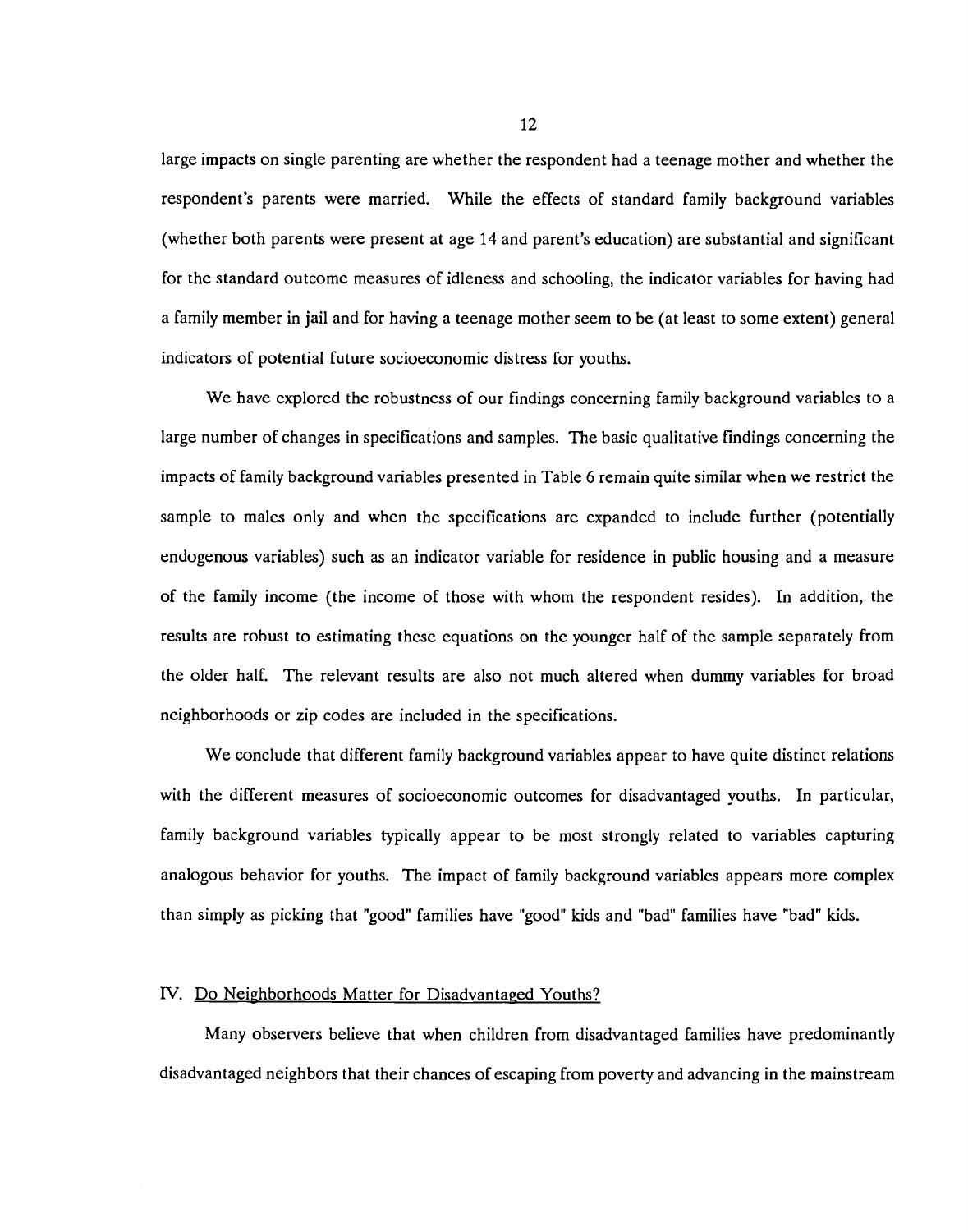large impacts on single parenting are whether the respondent had a teenage mother and whether the respondent's parents were married. While the effects of standard family background variables (whether both parents were present at age 14 and parent's education) are substantial and significant for the standard outcome measures of idleness and schooling, the indicator variables for having had a family member in jail and for having a teenage mother seem to be (at least to some extent) general indicators of potential future socioeconomic distress for youths.

We have explored the robustness of our findings concerning family background variables to a large number of changes in specifications and samples. The basic qualitative findings concerning the impacts of family background variables presented in Table 6 remain quite similar when we restrict the sample to males only and when the specifications are expanded to include further (potentially endogenous variables) such as an indicator variable for residence in public housing and a measure of the family income (the income of those with whom the respondent resides). In addition, the results are robust to estimating these equations on the younger half of the sample separately from the older half. The relevant results are also not much altered when dummy variables for broad neighborhoods or zip codes are included in the specifications.

We conclude that different family background variables appear to have quite distinct relations with the different measures of socioeconomic outcomes for disadvantaged youths. In particular, family background variables typically appear to be most strongly related to variables capturing analogous behavior for youths. The impact of family background variables appears more complex than simply as picking that "good" families have "good" kids and "bad" families have "bad" kids.

## IV. Do Neighborhoods Matter for Disadvantaged Youths?

Many observers believe that when children from disadvantaged families have predominantly disadvantaged neighbors that their chances of escaping from poverty and advancing in the mainstream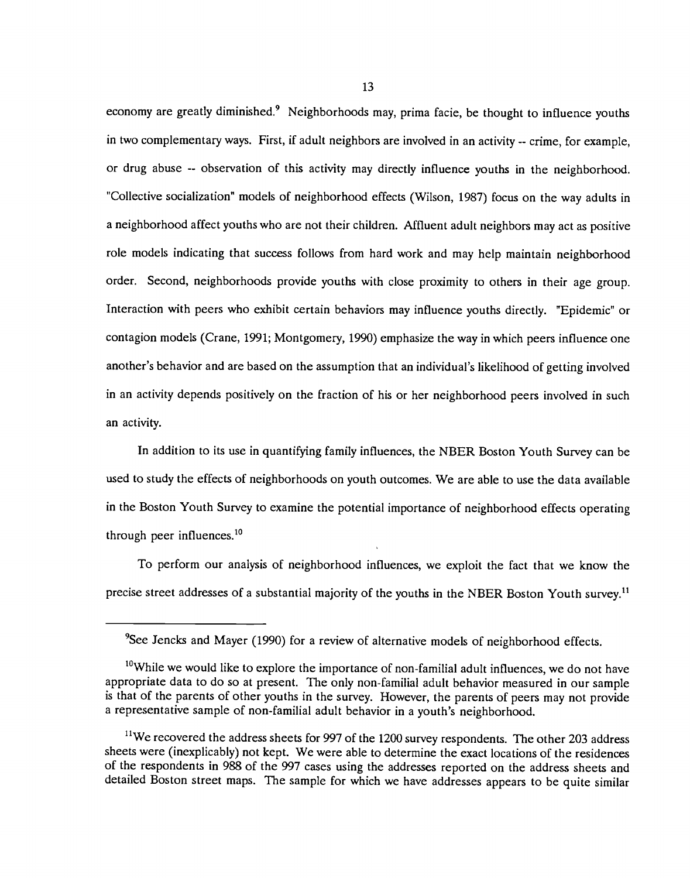economy are greatly diminished.[9] Neighborhoods may, prima facie, be thought to influence youths in two complementary ways. First, if adult neighbors are involved in an activity -- crime, for example, or drug abuse -- observation of this activity may directly influence youths in the neighborhood. "Collective socialization" models of neighborhood effects (Wilson, 1987) focus on the way adults in a neighborhood affect youths who are not their children. Affluent adult neighbors may act as positive role models indicating that success follows from hard work and may help maintain neighborhood order. Second, neighborhoods provide youths with close proximity to others in their age group. Interaction with peers who exhibit certain behaviors may influence youths directly. "Epidemic" or contagion models (Crane, 1991; Montgomery, 1990) emphasize the way in which peers influence one another's behavior and are based on the assumption that an individual's likelihood of getting involved in an activity depends positively on the fraction of his or her neighborhood peers involved in such an activity.

In addition to its use in quantifying family influences, the NBER Boston Youth Survey can be used to study the effects of neighborhoods on youth outcomes. We are able to use the data available in the Boston Youth Survey to examine the potential importance of neighborhood effects operating through peer influences.[10]

To perform our analysis of neighborhood influences, we exploit the fact that we know the precise street addresses of a substantial majority of the youths in the NBER Boston Youth survey.[11]

---

[9]See Jencks and Mayer (1990) for a review of alternative models of neighborhood effects.

[10]While we would like to explore the importance of non-familial adult influences, we do not have appropriate data to do so at present. The only non-familial adult behavior measured in our sample is that of the parents of other youths in the survey. However, the parents of peers may not provide a representative sample of non-familial adult behavior in a youth's neighborhood.

[11]We recovered the address sheets for 997 of the 1200 survey respondents. The other 203 address sheets were (inexplicably) not kept. We were able to determine the exact locations of the residences of the respondents in 988 of the 997 cases using the addresses reported on the address sheets and detailed Boston street maps. The sample for which we have addresses appears to be quite similar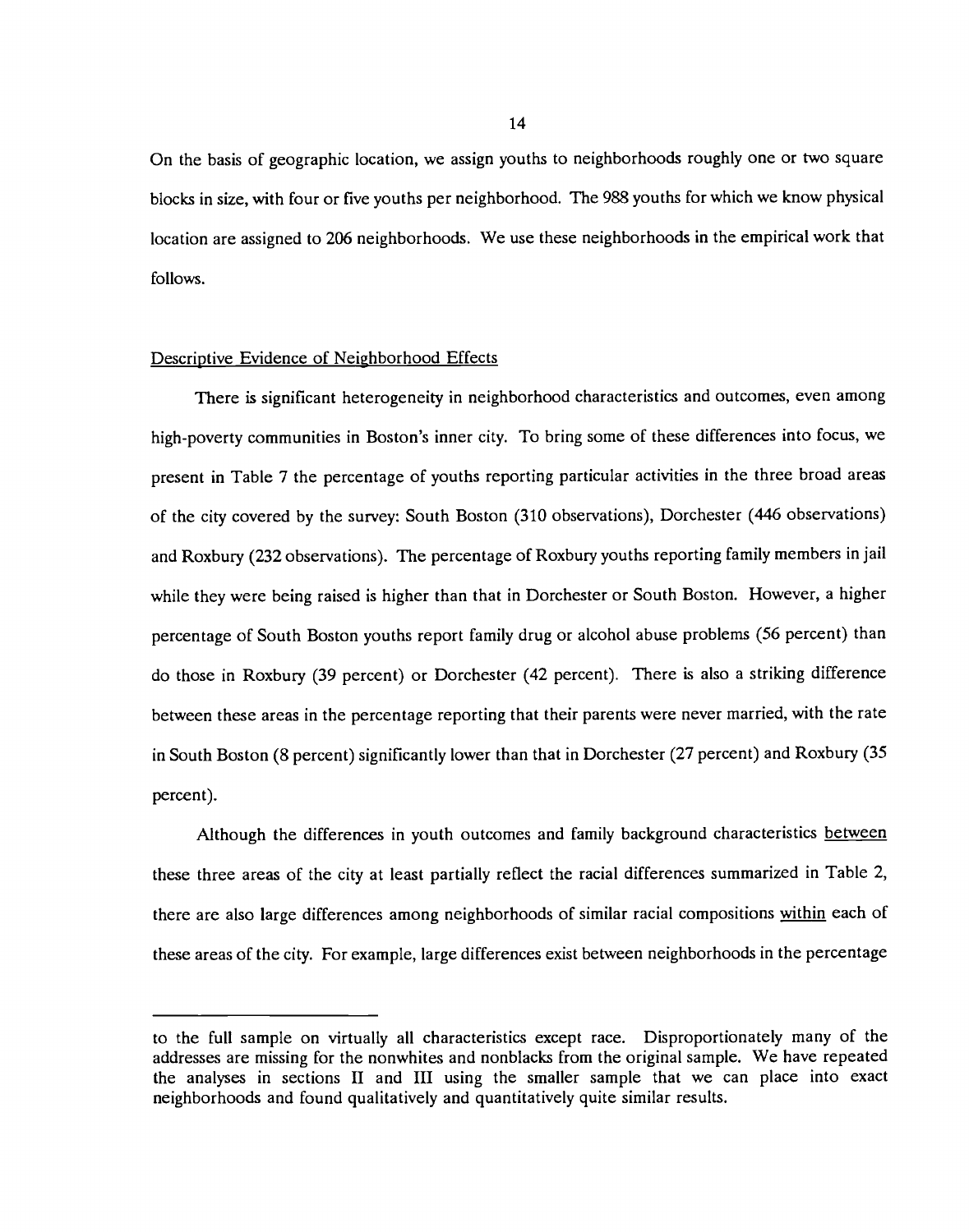On the basis of geographic location, we assign youths to neighborhoods roughly one or two square blocks in size, with four or five youths per neighborhood. The 988 youths for which we know physical location are assigned to 206 neighborhoods. We use these neighborhoods in the empirical work that follows.

## Descriptive Evidence of Neighborhood Effects

There is significant heterogeneity in neighborhood characteristics and outcomes, even among high-poverty communities in Boston's inner city. To bring some of these differences into focus, we present in Table 7 the percentage of youths reporting particular activities in the three broad areas of the city covered by the survey: South Boston (310 observations), Dorchester (446 observations) and Roxbury (232 observations). The percentage of Roxbury youths reporting family members in jail while they were being raised is higher than that in Dorchester or South Boston. However, a higher percentage of South Boston youths report family drug or alcohol abuse problems (56 percent) than do those in Roxbury (39 percent) or Dorchester (42 percent). There is also a striking difference between these areas in the percentage reporting that their parents were never married, with the rate in South Boston (8 percent) significantly lower than that in Dorchester (27 percent) and Roxbury (35 percent).

Although the differences in youth outcomes and family background characteristics between these three areas of the city at least partially reflect the racial differences summarized in Table 2, there are also large differences among neighborhoods of similar racial compositions within each of these areas of the city. For example, large differences exist between neighborhoods in the percentage

---

to the full sample on virtually all characteristics except race. Disproportionately many of the addresses are missing for the nonwhites and nonblacks from the original sample. We have repeated the analyses in sections II and III using the smaller sample that we can place into exact neighborhoods and found qualitatively and quantitatively quite similar results.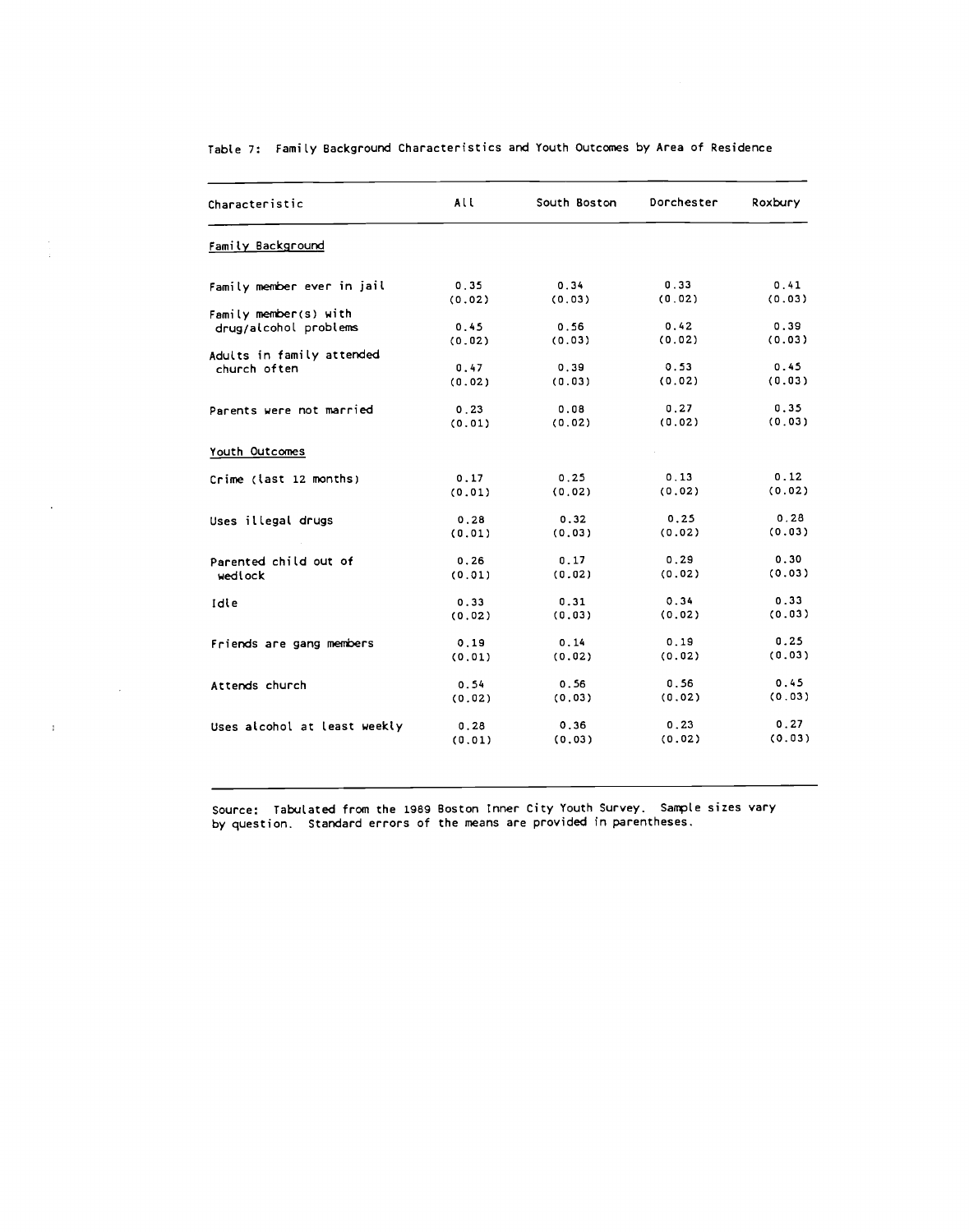Table 7: Family Background Characteristics and Youth Outcomes by Area of Residence

| Characteristic | All | South Boston | Dorchester | Roxbury |
|---|---|---|---|---|
| Family Background | | | | |
| Family member ever in jail | 0.35 | 0.34 | 0.33 | 0.41 |
| | (0.02) | (0.03) | (0.02) | (0.03) |
| Family member(s) with drug/alcohol problems | 0.45 | 0.56 | 0.42 | 0.39 |
| | (0.02) | (0.03) | (0.02) | (0.03) |
| Adults in family attended church often | 0.47 | 0.39 | 0.53 | 0.45 |
| | (0.02) | (0.03) | (0.02) | (0.03) |
| Parents were not married | 0.23 | 0.08 | 0.27 | 0.35 |
| | (0.01) | (0.02) | (0.02) | (0.03) |
| Youth Outcomes | | | | |
| Crime (last 12 months) | 0.17 | 0.25 | 0.13 | 0.12 |
| | (0.01) | (0.02) | (0.02) | (0.02) |
| Uses illegal drugs | 0.28 | 0.32 | 0.25 | 0.28 |
| | (0.01) | (0.03) | (0.02) | (0.03) |
| Parented child out of wedlock | 0.26 | 0.17 | 0.29 | 0.30 |
| | (0.01) | (0.02) | (0.02) | (0.03) |
| Idle | 0.33 | 0.31 | 0.34 | 0.33 |
| | (0.02) | (0.03) | (0.02) | (0.03) |
| Friends are gang members | 0.19 | 0.14 | 0.19 | 0.25 |
| | (0.01) | (0.02) | (0.02) | (0.03) |
| Attends church | 0.54 | 0.56 | 0.56 | 0.45 |
| | (0.02) | (0.03) | (0.02) | (0.03) |
| Uses alcohol at least weekly | 0.28 | 0.36 | 0.23 | 0.27 |
| | (0.01) | (0.03) | (0.02) | (0.03) |

Source: Tabulated from the 1989 Boston Inner City Youth Survey. Sample sizes vary by question. Standard errors of the means are provided in parentheses.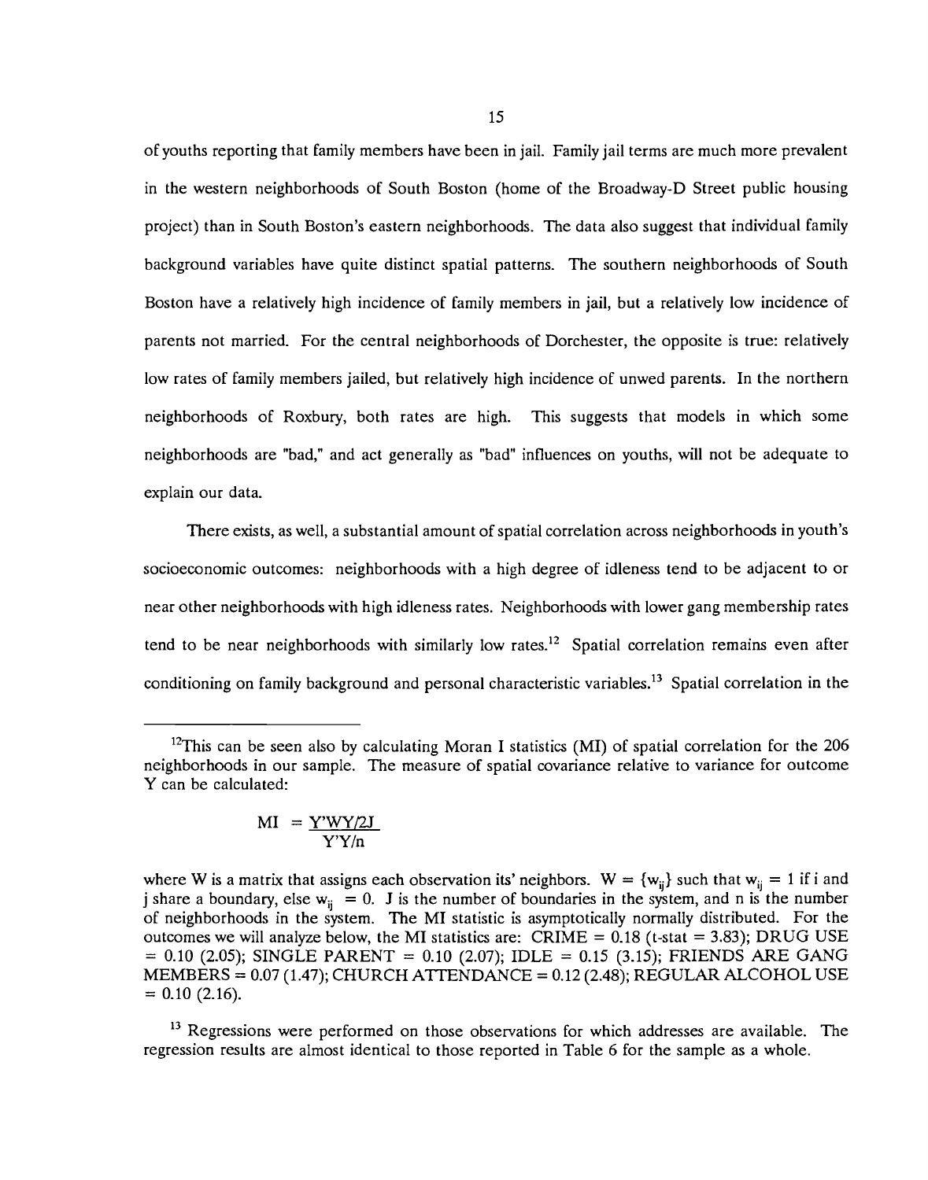of youths reporting that family members have been in jail. Family jail terms are much more prevalent in the western neighborhoods of South Boston (home of the Broadway-D Street public housing project) than in South Boston's eastern neighborhoods. The data also suggest that individual family background variables have quite distinct spatial patterns. The southern neighborhoods of South Boston have a relatively high incidence of family members in jail, but a relatively low incidence of parents not married. For the central neighborhoods of Dorchester, the opposite is true: relatively low rates of family members jailed, but relatively high incidence of unwed parents. In the northern neighborhoods of Roxbury, both rates are high. This suggests that models in which some neighborhoods are "bad," and act generally as "bad" influences on youths, will not be adequate to explain our data.

There exists, as well, a substantial amount of spatial correlation across neighborhoods in youth's socioeconomic outcomes: neighborhoods with a high degree of idleness tend to be adjacent to or near other neighborhoods with high idleness rates. Neighborhoods with lower gang membership rates tend to be near neighborhoods with similarly low rates.[12] Spatial correlation remains even after conditioning on family background and personal characteristic variables.[13] Spatial correlation in the

---

[12] This can be seen also by calculating Moran I statistics (MI) of spatial correlation for the 206 neighborhoods in our sample. The measure of spatial covariance relative to variance for outcome Y can be calculated:

$$MI = \frac{Y'WY/2J}{Y'Y/n}$$

where W is a matrix that assigns each observation its' neighbors. $W = \{w_{ij}\}$ such that $w_{ij} = 1$ if i and j share a boundary, else $w_{ij} = 0$. J is the number of boundaries in the system, and n is the number of neighborhoods in the system. The MI statistic is asymptotically normally distributed. For the outcomes we will analyze below, the MI statistics are: CRIME = 0.18 (t-stat = 3.83); DRUG USE = 0.10 (2.05); SINGLE PARENT = 0.10 (2.07); IDLE = 0.15 (3.15); FRIENDS ARE GANG MEMBERS = 0.07 (1.47); CHURCH ATTENDANCE = 0.12 (2.48); REGULAR ALCOHOL USE = 0.10 (2.16).

[13] Regressions were performed on those observations for which addresses are available. The regression results are almost identical to those reported in Table 6 for the sample as a whole.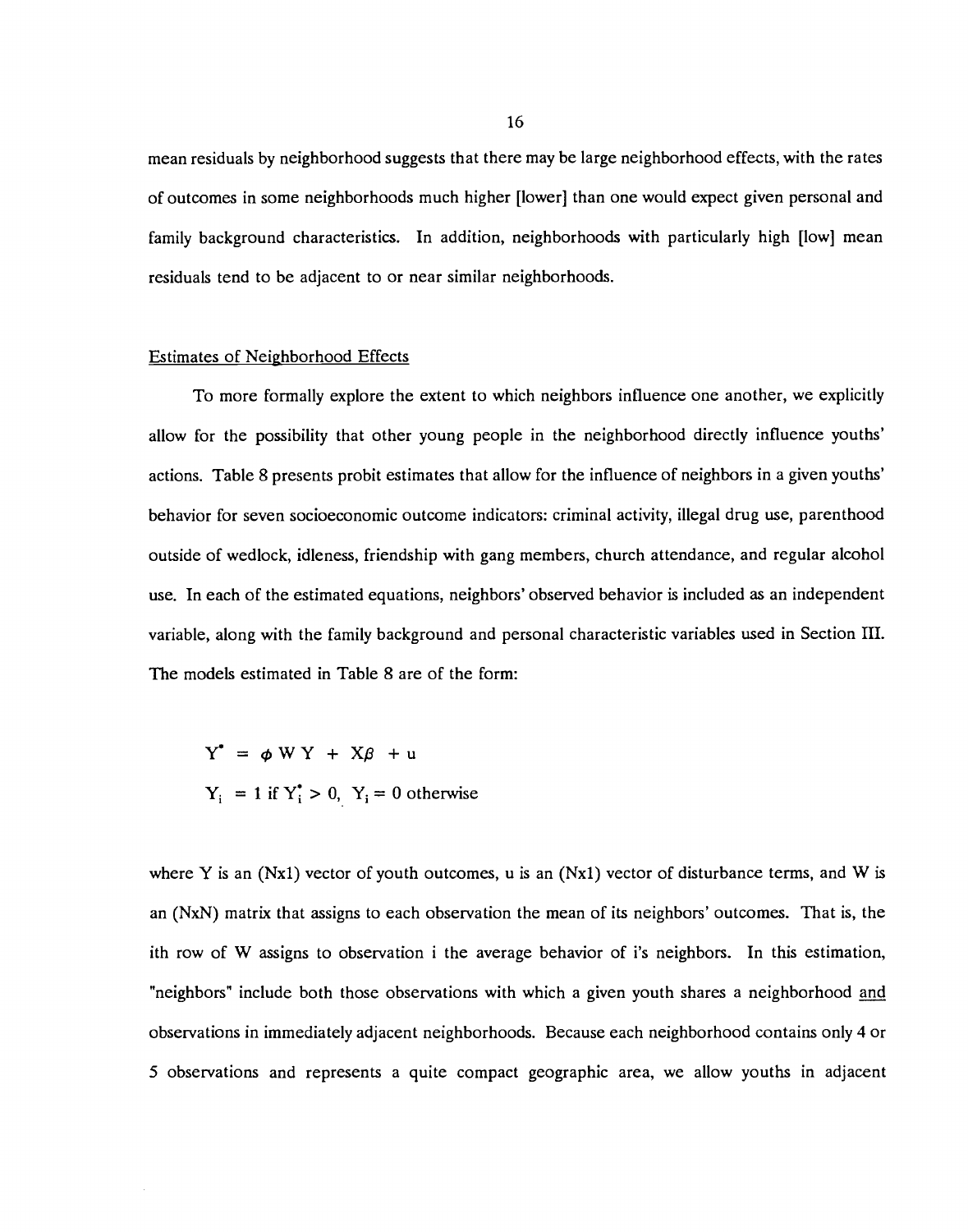mean residuals by neighborhood suggests that there may be large neighborhood effects, with the rates of outcomes in some neighborhoods much higher [lower] than one would expect given personal and family background characteristics. In addition, neighborhoods with particularly high [low] mean residuals tend to be adjacent to or near similar neighborhoods.

## Estimates of Neighborhood Effects

To more formally explore the extent to which neighbors influence one another, we explicitly allow for the possibility that other young people in the neighborhood directly influence youths' actions. Table 8 presents probit estimates that allow for the influence of neighbors in a given youths' behavior for seven socioeconomic outcome indicators: criminal activity, illegal drug use, parenthood outside of wedlock, idleness, friendship with gang members, church attendance, and regular alcohol use. In each of the estimated equations, neighbors' observed behavior is included as an independent variable, along with the family background and personal characteristic variables used in Section III. The models estimated in Table 8 are of the form:

$$Y^{*} = \phi W Y + X\beta + u$$

$$Y_i = 1 \text{ if } Y_i^{*} > 0, \;\; Y_i = 0 \text{ otherwise}$$

where Y is an (Nx1) vector of youth outcomes, u is an (Nx1) vector of disturbance terms, and W is an (NxN) matrix that assigns to each observation the mean of its neighbors' outcomes. That is, the ith row of W assigns to observation i the average behavior of i's neighbors. In this estimation, "neighbors" include both those observations with which a given youth shares a neighborhood <u>and</u> observations in immediately adjacent neighborhoods. Because each neighborhood contains only 4 or 5 observations and represents a quite compact geographic area, we allow youths in adjacent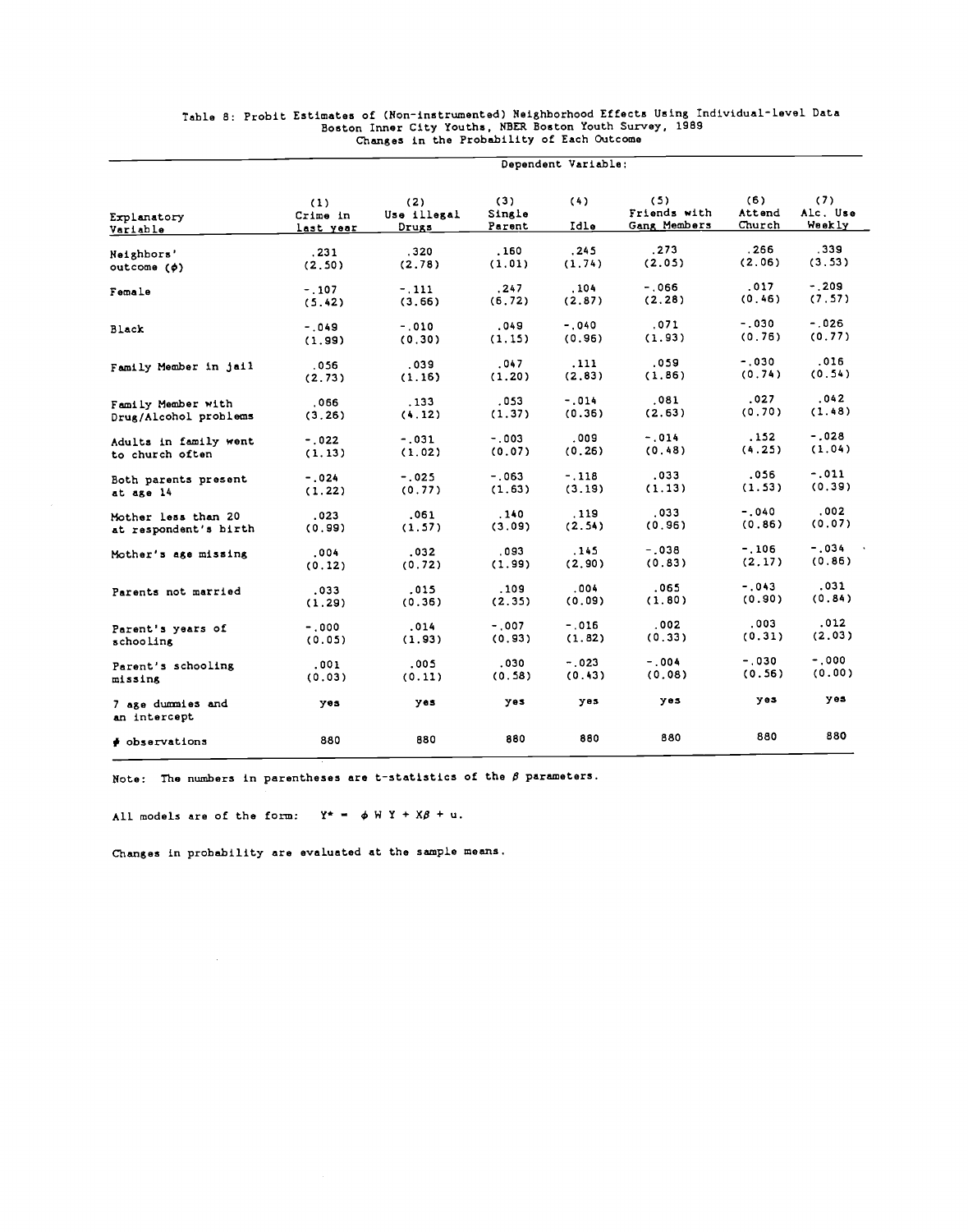Table 8: Probit Estimates of (Non-instrumented) Neighborhood Effects Using Individual-level Data
Boston Inner City Youths, NBER Boston Youth Survey, 1989
Changes in the Probability of Each Outcome

| | Dependent Variable: | | | | | | |
|---|---|---|---|---|---|---|---|
| Explanatory Variable | (1) Crime in last year | (2) Use illegal Drugs | (3) Single Parent | (4) Idle | (5) Friends with Gang Members | (6) Attend Church | (7) Alc. Use Weekly |
| Neighbors' outcome ($\phi$) | .231 (2.50) | .320 (2.78) | .160 (1.01) | .245 (1.74) | .273 (2.05) | .266 (2.06) | .339 (3.53) |
| Female | -.107 (5.42) | -.111 (3.66) | .247 (6.72) | .104 (2.87) | -.066 (2.28) | .017 (0.46) | -.209 (7.57) |
| Black | -.049 (1.99) | -.010 (0.30) | .049 (1.15) | -.040 (0.96) | .071 (1.93) | -.030 (0.76) | -.026 (0.77) |
| Family Member in jail | .056 (2.73) | .039 (1.16) | .047 (1.20) | .111 (2.83) | .059 (1.86) | -.030 (0.74) | .016 (0.54) |
| Family Member with Drug/Alcohol problems | .066 (3.26) | .133 (4.12) | .053 (1.37) | -.014 (0.36) | .081 (2.63) | .027 (0.70) | .042 (1.48) |
| Adults in family went to church often | -.022 (1.13) | -.031 (1.02) | -.003 (0.07) | .009 (0.26) | -.014 (0.48) | .152 (4.25) | -.028 (1.04) |
| Both parents present at age 14 | -.024 (1.22) | -.025 (0.77) | -.063 (1.63) | -.118 (3.19) | .033 (1.13) | .056 (1.53) | -.011 (0.39) |
| Mother less than 20 at respondent's birth | .023 (0.99) | .061 (1.57) | .140 (3.09) | .119 (2.54) | .033 (0.96) | -.040 (0.86) | .002 (0.07) |
| Mother's age missing | .004 (0.12) | .032 (0.72) | .093 (1.99) | .145 (2.90) | -.038 (0.83) | -.106 (2.17) | -.034 (0.86) |
| Parents not married | .033 (1.29) | .015 (0.36) | .109 (2.35) | .004 (0.09) | .065 (1.80) | -.043 (0.90) | .031 (0.84) |
| Parent's years of schooling | -.000 (0.05) | .014 (1.93) | -.007 (0.93) | -.016 (1.82) | .002 (0.33) | .003 (0.31) | .012 (2.03) |
| Parent's schooling missing | .001 (0.03) | .005 (0.11) | .030 (0.58) | -.023 (0.43) | -.004 (0.08) | -.030 (0.56) | -.000 (0.00) |
| 7 age dummies and an intercept | yes | yes | yes | yes | yes | yes | yes |
| # observations | 880 | 880 | 880 | 880 | 880 | 880 | 880 |

Note: The numbers in parentheses are t-statistics of the $\beta$ parameters.

All models are of the form: $Y^* = \phi W Y + X\beta + u$.

Changes in probability are evaluated at the sample means.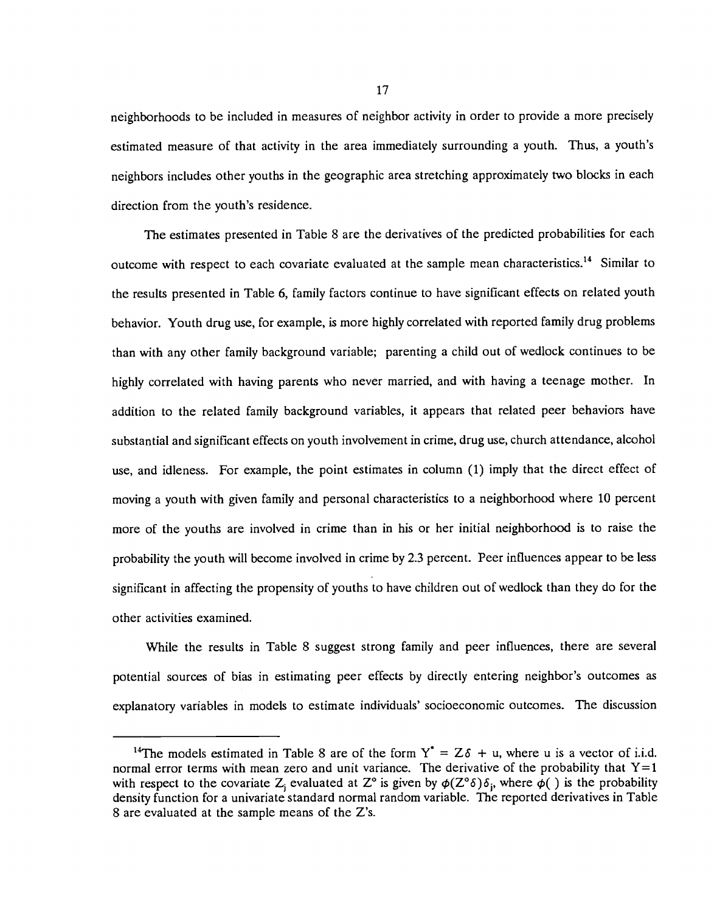neighborhoods to be included in measures of neighbor activity in order to provide a more precisely estimated measure of that activity in the area immediately surrounding a youth. Thus, a youth's neighbors includes other youths in the geographic area stretching approximately two blocks in each direction from the youth's residence.

The estimates presented in Table 8 are the derivatives of the predicted probabilities for each outcome with respect to each covariate evaluated at the sample mean characteristics.[14] Similar to the results presented in Table 6, family factors continue to have significant effects on related youth behavior. Youth drug use, for example, is more highly correlated with reported family drug problems than with any other family background variable; parenting a child out of wedlock continues to be highly correlated with having parents who never married, and with having a teenage mother. In addition to the related family background variables, it appears that related peer behaviors have substantial and significant effects on youth involvement in crime, drug use, church attendance, alcohol use, and idleness. For example, the point estimates in column (1) imply that the direct effect of moving a youth with given family and personal characteristics to a neighborhood where 10 percent more of the youths are involved in crime than in his or her initial neighborhood is to raise the probability the youth will become involved in crime by 2.3 percent. Peer influences appear to be less significant in affecting the propensity of youths to have children out of wedlock than they do for the other activities examined.

While the results in Table 8 suggest strong family and peer influences, there are several potential sources of bias in estimating peer effects by directly entering neighbor's outcomes as explanatory variables in models to estimate individuals' socioeconomic outcomes. The discussion

---

[14]The models estimated in Table 8 are of the form $Y^* = Z\delta + u$, where u is a vector of i.i.d. normal error terms with mean zero and unit variance. The derivative of the probability that $Y=1$ with respect to the covariate $Z_j$ evaluated at $Z^o$ is given by $\phi(Z^o\delta)\delta_j$, where $\phi(\ )$ is the probability density function for a univariate standard normal random variable. The reported derivatives in Table 8 are evaluated at the sample means of the Z's.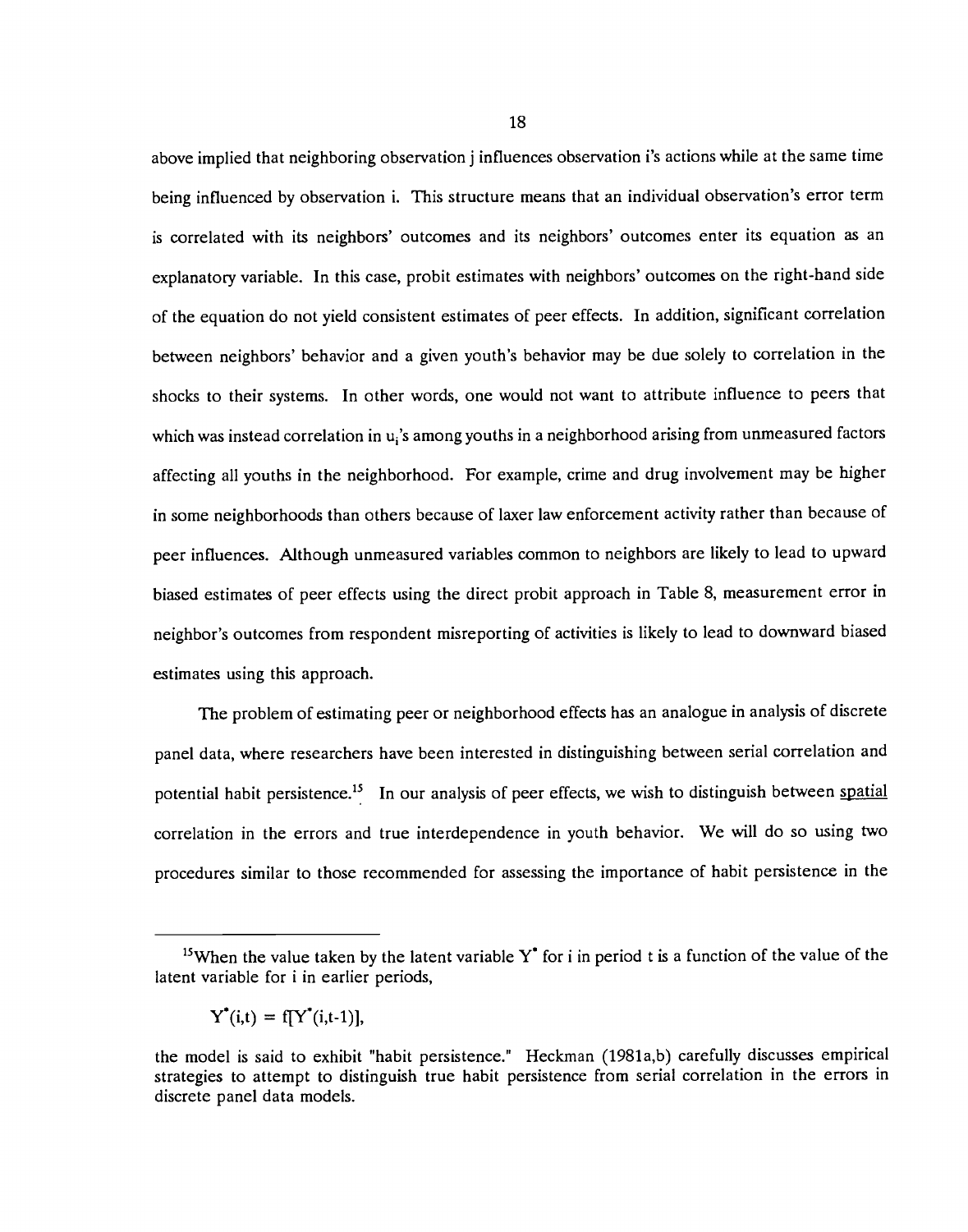above implied that neighboring observation j influences observation i's actions while at the same time being influenced by observation i. This structure means that an individual observation's error term is correlated with its neighbors' outcomes and its neighbors' outcomes enter its equation as an explanatory variable. In this case, probit estimates with neighbors' outcomes on the right-hand side of the equation do not yield consistent estimates of peer effects. In addition, significant correlation between neighbors' behavior and a given youth's behavior may be due solely to correlation in the shocks to their systems. In other words, one would not want to attribute influence to peers that which was instead correlation in $u_i$'s among youths in a neighborhood arising from unmeasured factors affecting all youths in the neighborhood. For example, crime and drug involvement may be higher in some neighborhoods than others because of laxer law enforcement activity rather than because of peer influences. Although unmeasured variables common to neighbors are likely to lead to upward biased estimates of peer effects using the direct probit approach in Table 8, measurement error in neighbor's outcomes from respondent misreporting of activities is likely to lead to downward biased estimates using this approach.

The problem of estimating peer or neighborhood effects has an analogue in analysis of discrete panel data, where researchers have been interested in distinguishing between serial correlation and potential habit persistence.[15] In our analysis of peer effects, we wish to distinguish between <u>spatial</u> correlation in the errors and true interdependence in youth behavior. We will do so using two procedures similar to those recommended for assessing the importance of habit persistence in the

---

[15] When the value taken by the latent variable $Y^*$ for i in period t is a function of the value of the latent variable for i in earlier periods,

$$Y^*(i,t) = f[Y^*(i,t\text{-}1)],$$

the model is said to exhibit "habit persistence." Heckman (1981a,b) carefully discusses empirical strategies to attempt to distinguish true habit persistence from serial correlation in the errors in discrete panel data models.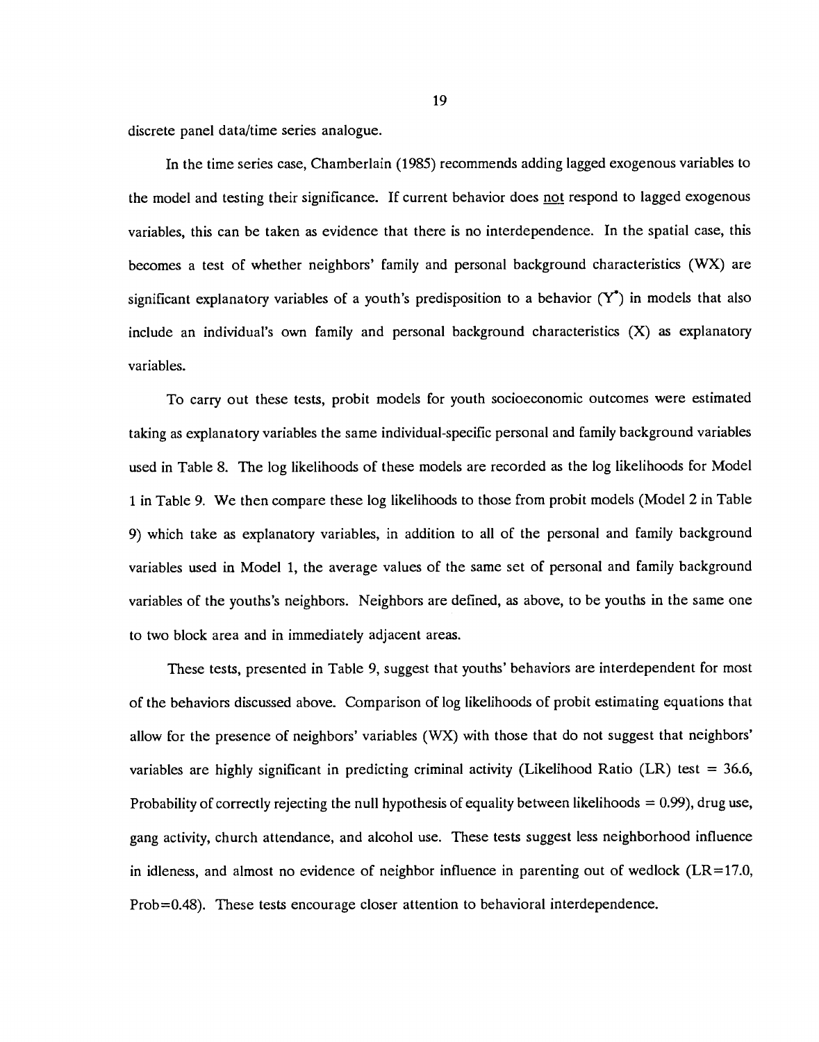discrete panel data/time series analogue.

In the time series case, Chamberlain (1985) recommends adding lagged exogenous variables to the model and testing their significance. If current behavior does not respond to lagged exogenous variables, this can be taken as evidence that there is no interdependence. In the spatial case, this becomes a test of whether neighbors' family and personal background characteristics (WX) are significant explanatory variables of a youth's predisposition to a behavior ($Y^*$) in models that also include an individual's own family and personal background characteristics (X) as explanatory variables.

To carry out these tests, probit models for youth socioeconomic outcomes were estimated taking as explanatory variables the same individual-specific personal and family background variables used in Table 8. The log likelihoods of these models are recorded as the log likelihoods for Model 1 in Table 9. We then compare these log likelihoods to those from probit models (Model 2 in Table 9) which take as explanatory variables, in addition to all of the personal and family background variables used in Model 1, the average values of the same set of personal and family background variables of the youths's neighbors. Neighbors are defined, as above, to be youths in the same one to two block area and in immediately adjacent areas.

These tests, presented in Table 9, suggest that youths' behaviors are interdependent for most of the behaviors discussed above. Comparison of log likelihoods of probit estimating equations that allow for the presence of neighbors' variables (WX) with those that do not suggest that neighbors' variables are highly significant in predicting criminal activity (Likelihood Ratio (LR) test = 36.6, Probability of correctly rejecting the null hypothesis of equality between likelihoods = 0.99), drug use, gang activity, church attendance, and alcohol use. These tests suggest less neighborhood influence in idleness, and almost no evidence of neighbor influence in parenting out of wedlock (LR=17.0, Prob=0.48). These tests encourage closer attention to behavioral interdependence.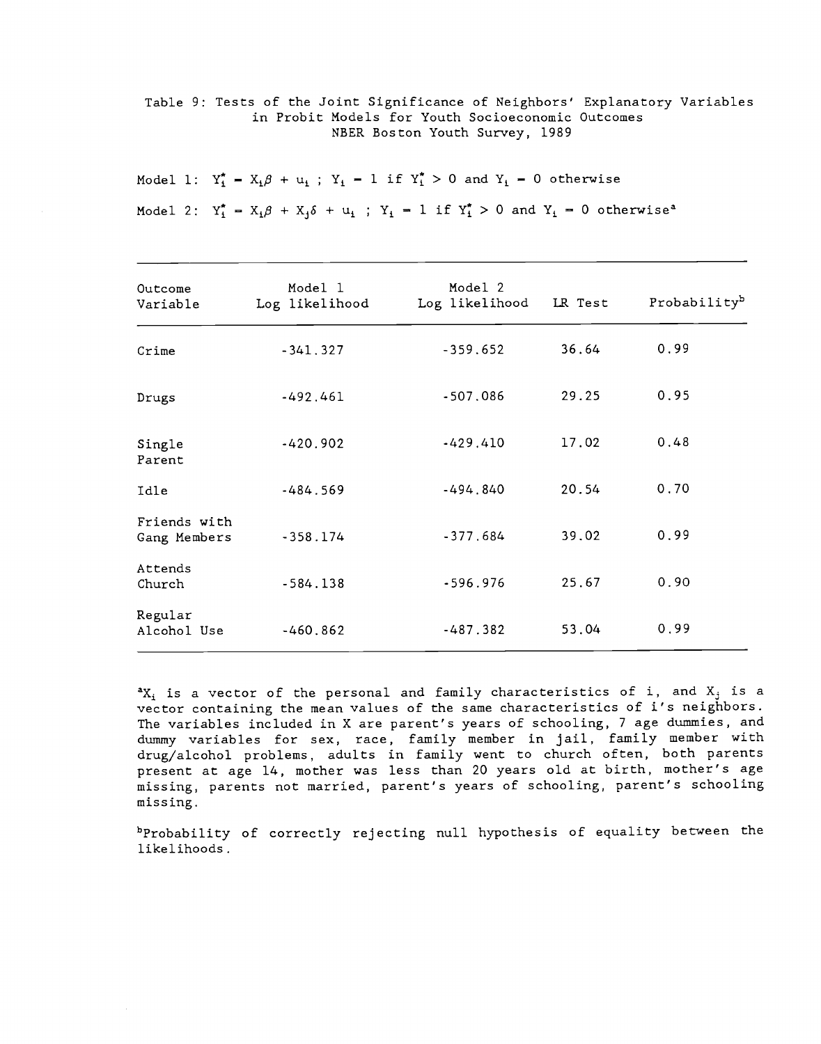Table 9: Tests of the Joint Significance of Neighbors' Explanatory Variables in Probit Models for Youth Socioeconomic Outcomes
NBER Boston Youth Survey, 1989

Model 1: $Y_i^* = X_i\beta + u_i$ ; $Y_i = 1$ if $Y_i^* > 0$ and $Y_i = 0$ otherwise

Model 2: $Y_i^* = X_i\beta + X_j\delta + u_i$ ; $Y_i = 1$ if $Y_i^* > 0$ and $Y_i = 0$ otherwise[a]

| Outcome Variable | Model 1 Log likelihood | Model 2 Log likelihood | LR Test | Probability[b] |
|---|---|---|---|---|
| Crime | -341.327 | -359.652 | 36.64 | 0.99 |
| Drugs | -492.461 | -507.086 | 29.25 | 0.95 |
| Single Parent | -420.902 | -429.410 | 17.02 | 0.48 |
| Idle | -484.569 | -494.840 | 20.54 | 0.70 |
| Friends with Gang Members | -358.174 | -377.684 | 39.02 | 0.99 |
| Attends Church | -584.138 | -596.976 | 25.67 | 0.90 |
| Regular Alcohol Use | -460.862 | -487.382 | 53.04 | 0.99 |

[a] $X_i$ is a vector of the personal and family characteristics of i, and $X_j$ is a vector containing the mean values of the same characteristics of i's neighbors. The variables included in X are parent's years of schooling, 7 age dummies, and dummy variables for sex, race, family member in jail, family member with drug/alcohol problems, adults in family went to church often, both parents present at age 14, mother was less than 20 years old at birth, mother's age missing, parents not married, parent's years of schooling, parent's schooling missing.

[b] Probability of correctly rejecting null hypothesis of equality between the likelihoods.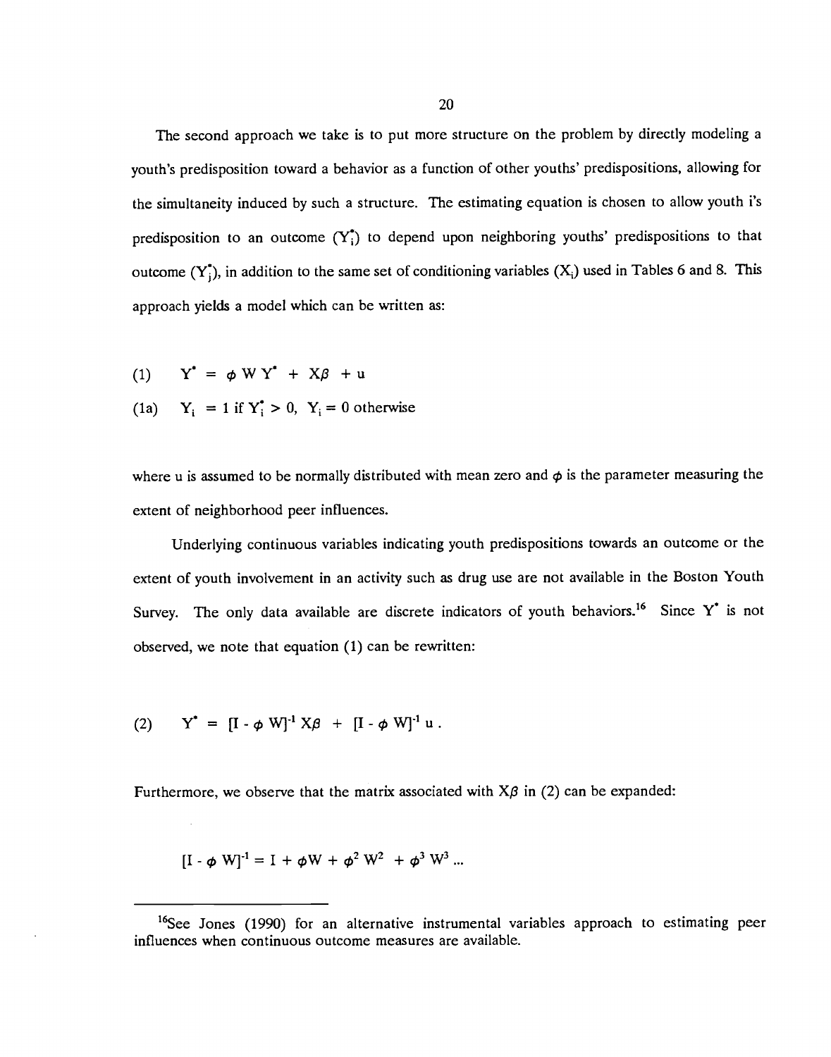The second approach we take is to put more structure on the problem by directly modeling a youth's predisposition toward a behavior as a function of other youths' predispositions, allowing for the simultaneity induced by such a structure. The estimating equation is chosen to allow youth i's predisposition to an outcome ($Y_i^*$) to depend upon neighboring youths' predispositions to that outcome ($Y_j^*$), in addition to the same set of conditioning variables ($X_i$) used in Tables 6 and 8. This approach yields a model which can be written as:

$$\text{(1)} \qquad Y^* = \phi W Y^* + X\beta + u$$

$$\text{(1a)} \qquad Y_i = 1 \text{ if } Y_i^* > 0, \; Y_i = 0 \text{ otherwise}$$

where u is assumed to be normally distributed with mean zero and $\phi$ is the parameter measuring the extent of neighborhood peer influences.

Underlying continuous variables indicating youth predispositions towards an outcome or the extent of youth involvement in an activity such as drug use are not available in the Boston Youth Survey. The only data available are discrete indicators of youth behaviors.[16] Since $Y^*$ is not observed, we note that equation (1) can be rewritten:

$$\text{(2)} \qquad Y^* = [I - \phi W]^{-1} X\beta + [I - \phi W]^{-1} u \,.$$

Furthermore, we observe that the matrix associated with $X\beta$ in (2) can be expanded:

$$[I - \phi W]^{-1} = I + \phi W + \phi^2 W^2 + \phi^3 W^3 \ldots$$

---

[16]See Jones (1990) for an alternative instrumental variables approach to estimating peer influences when continuous outcome measures are available.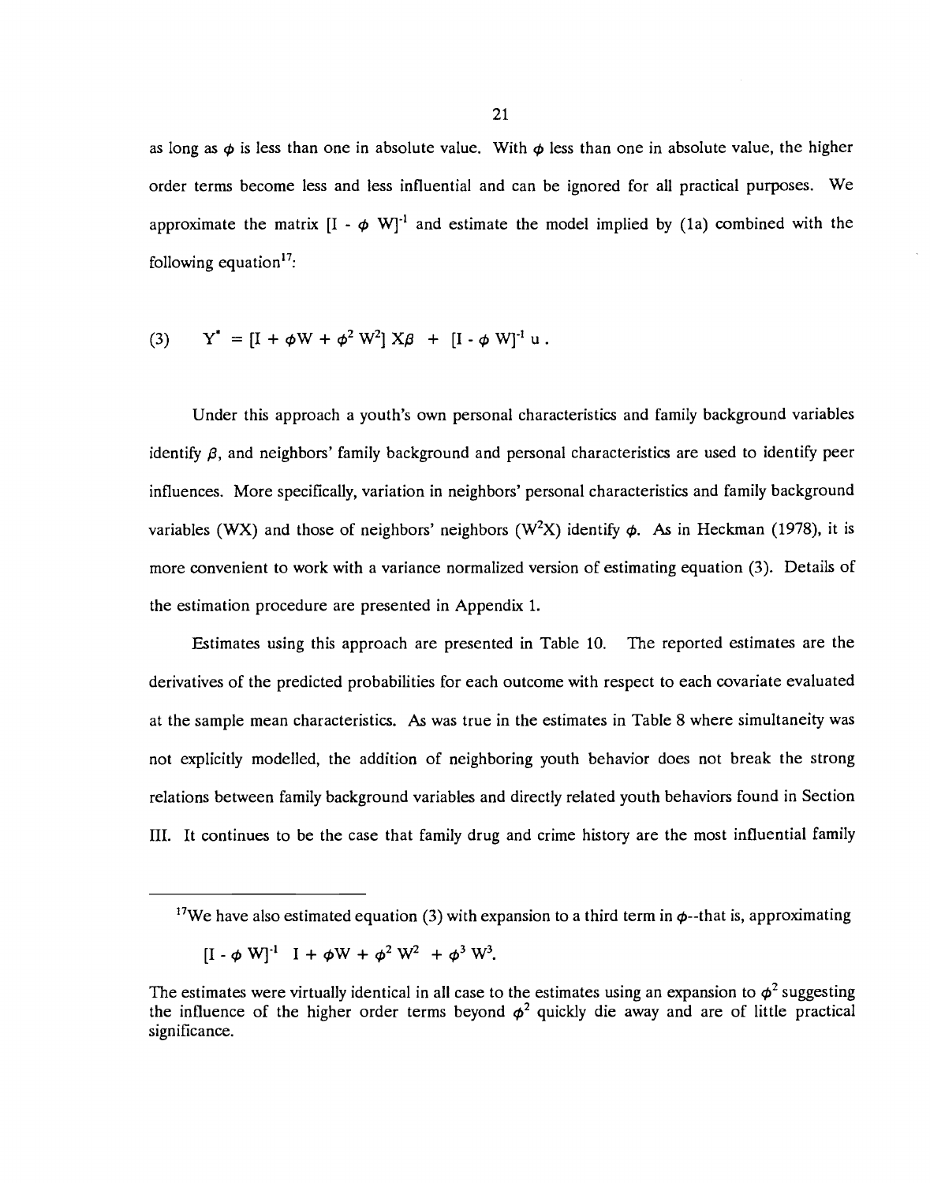as long as $\phi$ is less than one in absolute value. With $\phi$ less than one in absolute value, the higher order terms become less and less influential and can be ignored for all practical purposes. We approximate the matrix $[I - \phi W]^{-1}$ and estimate the model implied by (1a) combined with the following equation[17]:

$$(3) \qquad Y^{*} = [I + \phi W + \phi^{2} W^{2}] X\beta + [I - \phi W]^{-1} u .$$

Under this approach a youth's own personal characteristics and family background variables identify $\beta$, and neighbors' family background and personal characteristics are used to identify peer influences. More specifically, variation in neighbors' personal characteristics and family background variables ($WX$) and those of neighbors' neighbors ($W^2X$) identify $\phi$. As in Heckman (1978), it is more convenient to work with a variance normalized version of estimating equation (3). Details of the estimation procedure are presented in Appendix 1.

Estimates using this approach are presented in Table 10. The reported estimates are the derivatives of the predicted probabilities for each outcome with respect to each covariate evaluated at the sample mean characteristics. As was true in the estimates in Table 8 where simultaneity was not explicitly modelled, the addition of neighboring youth behavior does not break the strong relations between family background variables and directly related youth behaviors found in Section III. It continues to be the case that family drug and crime history are the most influential family

---

[17] We have also estimated equation (3) with expansion to a third term in $\phi$--that is, approximating

$$[I - \phi W]^{-1} \quad I + \phi W + \phi^{2} W^{2} + \phi^{3} W^{3}.$$

The estimates were virtually identical in all case to the estimates using an expansion to $\phi^2$ suggesting the influence of the higher order terms beyond $\phi^2$ quickly die away and are of little practical significance.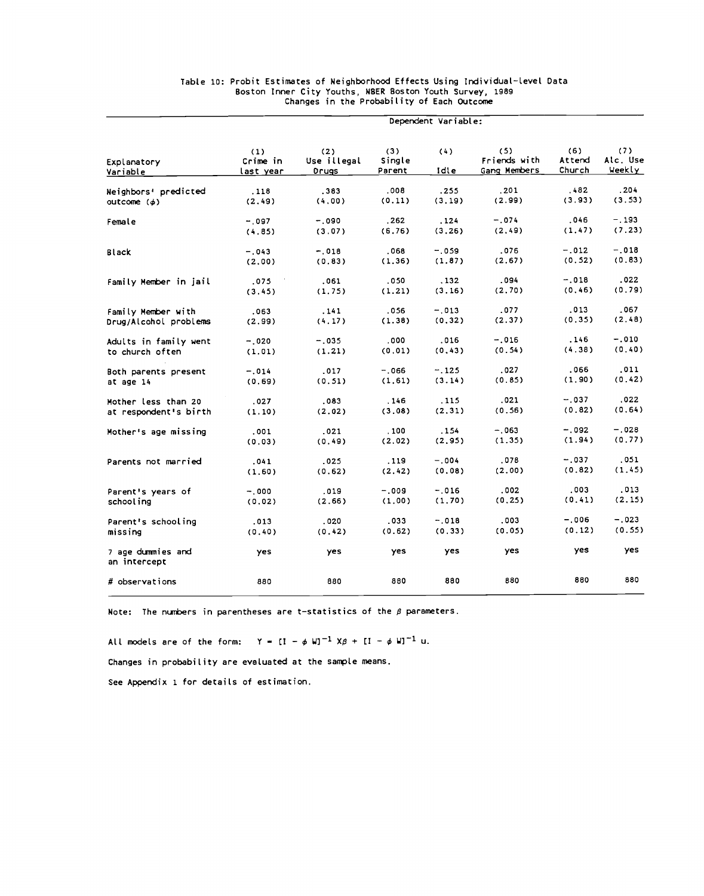Table 10: Probit Estimates of Neighborhood Effects Using Individual-level Data
Boston Inner City Youths, NBER Boston Youth Survey, 1989
Changes in the Probability of Each Outcome

| | Dependent Variable: | | | | | | |
|---|---|---|---|---|---|---|---|
| Explanatory Variable | (1) Crime in last year | (2) Use illegal Drugs | (3) Single Parent | (4) Idle | (5) Friends with Gang Members | (6) Attend Church | (7) Alc. Use Weekly |
| Neighbors' predicted outcome ($\phi$) | .118 | .383 | .008 | .255 | .201 | .482 | .204 |
| | (2.49) | (4.00) | (0.11) | (3.19) | (2.99) | (3.93) | (3.53) |
| Female | -.097 | -.090 | .262 | .124 | -.074 | .046 | -.193 |
| | (4.85) | (3.07) | (6.76) | (3.26) | (2.49) | (1.47) | (7.23) |
| Black | -.043 | -.018 | .068 | -.059 | .076 | -.012 | -.018 |
| | (2.00) | (0.83) | (1.36) | (1.87) | (2.67) | (0.52) | (0.83) |
| Family Member in jail | .075 | .061 | .050 | .132 | .094 | -.018 | .022 |
| | (3.45) | (1.75) | (1.21) | (3.16) | (2.70) | (0.46) | (0.79) |
| Family Member with Drug/Alcohol problems | .063 | .141 | .056 | -.013 | .077 | .013 | .067 |
| | (2.99) | (4.17) | (1.38) | (0.32) | (2.37) | (0.35) | (2.48) |
| Adults in family went to church often | -.020 | -.035 | .000 | .016 | -.016 | .146 | -.010 |
| | (1.01) | (1.21) | (0.01) | (0.43) | (0.54) | (4.38) | (0.40) |
| Both parents present at age 14 | -.014 | .017 | -.066 | -.125 | .027 | .066 | .011 |
| | (0.69) | (0.51) | (1.61) | (3.14) | (0.85) | (1.90) | (0.42) |
| Mother less than 20 at respondent's birth | .027 | .083 | .146 | .115 | .021 | -.037 | .022 |
| | (1.10) | (2.02) | (3.08) | (2.31) | (0.56) | (0.82) | (0.64) |
| Mother's age missing | .001 | .021 | .100 | .154 | -.063 | -.092 | -.028 |
| | (0.03) | (0.49) | (2.02) | (2.95) | (1.35) | (1.94) | (0.77) |
| Parents not married | .041 | .025 | .119 | -.004 | .078 | -.037 | .051 |
| | (1.60) | (0.62) | (2.42) | (0.08) | (2.00) | (0.82) | (1.45) |
| Parent's years of schooling | -.000 | .019 | -.009 | -.016 | .002 | .003 | .013 |
| | (0.02) | (2.66) | (1.00) | (1.70) | (0.25) | (0.41) | (2.15) |
| Parent's schooling missing | .013 | .020 | .033 | -.018 | .003 | -.006 | -.023 |
| | (0.40) | (0.42) | (0.62) | (0.33) | (0.05) | (0.12) | (0.55) |
| 7 age dummies and an intercept | yes | yes | yes | yes | yes | yes | yes |
| # observations | 880 | 880 | 880 | 880 | 880 | 880 | 880 |

Note: The numbers in parentheses are t-statistics of the $\beta$ parameters.

All models are of the form: $Y = [I - \phi W]^{-1} X\beta + [I - \phi W]^{-1} u$.

Changes in probability are evaluated at the sample means.

See Appendix 1 for details of estimation.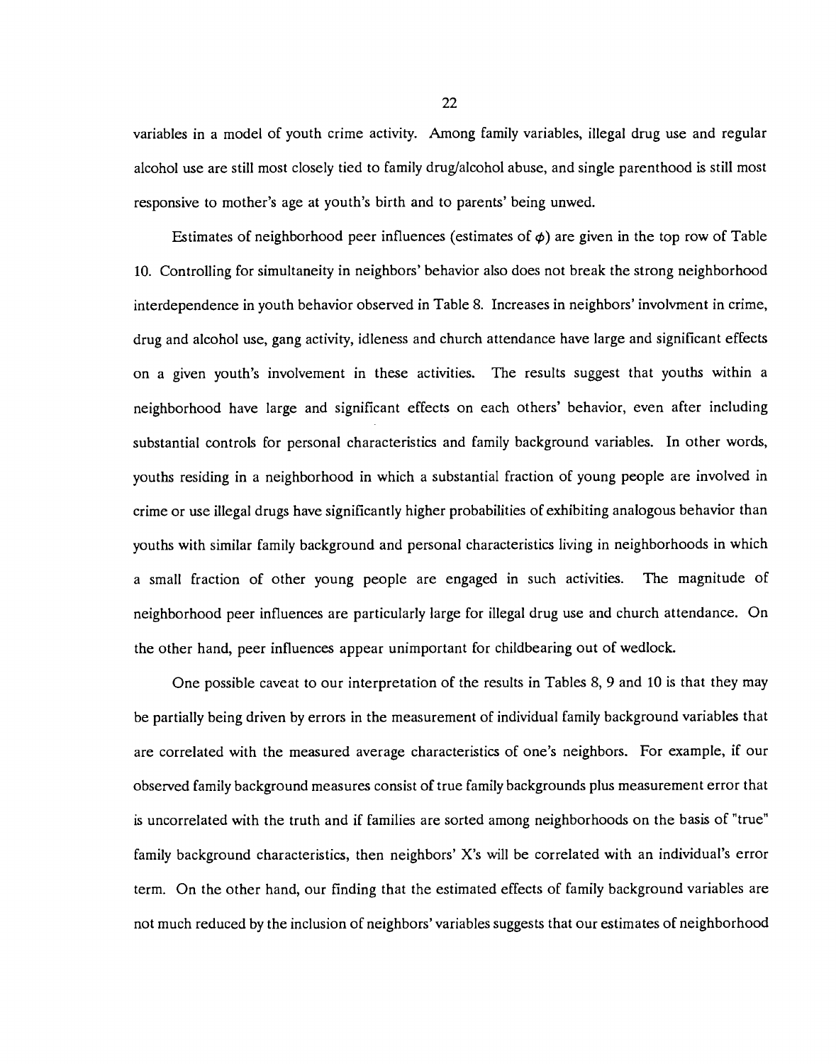variables in a model of youth crime activity. Among family variables, illegal drug use and regular alcohol use are still most closely tied to family drug/alcohol abuse, and single parenthood is still most responsive to mother's age at youth's birth and to parents' being unwed.

Estimates of neighborhood peer influences (estimates of $\phi$) are given in the top row of Table 10. Controlling for simultaneity in neighbors' behavior also does not break the strong neighborhood interdependence in youth behavior observed in Table 8. Increases in neighbors' involvment in crime, drug and alcohol use, gang activity, idleness and church attendance have large and significant effects on a given youth's involvement in these activities. The results suggest that youths within a neighborhood have large and significant effects on each others' behavior, even after including substantial controls for personal characteristics and family background variables. In other words, youths residing in a neighborhood in which a substantial fraction of young people are involved in crime or use illegal drugs have significantly higher probabilities of exhibiting analogous behavior than youths with similar family background and personal characteristics living in neighborhoods in which a small fraction of other young people are engaged in such activities. The magnitude of neighborhood peer influences are particularly large for illegal drug use and church attendance. On the other hand, peer influences appear unimportant for childbearing out of wedlock.

One possible caveat to our interpretation of the results in Tables 8, 9 and 10 is that they may be partially being driven by errors in the measurement of individual family background variables that are correlated with the measured average characteristics of one's neighbors. For example, if our observed family background measures consist of true family backgrounds plus measurement error that is uncorrelated with the truth and if families are sorted among neighborhoods on the basis of "true" family background characteristics, then neighbors' X's will be correlated with an individual's error term. On the other hand, our finding that the estimated effects of family background variables are not much reduced by the inclusion of neighbors' variables suggests that our estimates of neighborhood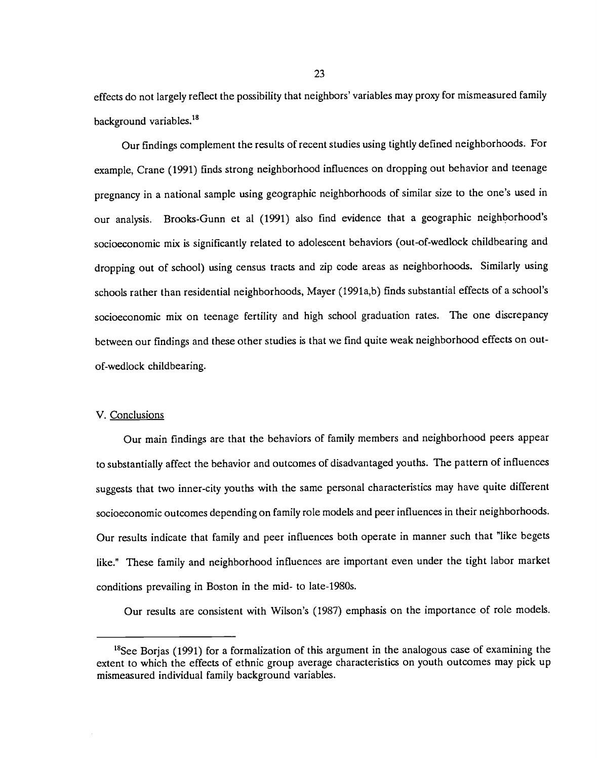effects do not largely reflect the possibility that neighbors' variables may proxy for mismeasured family background variables.[18]

Our findings complement the results of recent studies using tightly defined neighborhoods. For example, Crane (1991) finds strong neighborhood influences on dropping out behavior and teenage pregnancy in a national sample using geographic neighborhoods of similar size to the one's used in our analysis. Brooks-Gunn et al (1991) also find evidence that a geographic neighborhood's socioeconomic mix is significantly related to adolescent behaviors (out-of-wedlock childbearing and dropping out of school) using census tracts and zip code areas as neighborhoods. Similarly using schools rather than residential neighborhoods, Mayer (1991a,b) finds substantial effects of a school's socioeconomic mix on teenage fertility and high school graduation rates. The one discrepancy between our findings and these other studies is that we find quite weak neighborhood effects on out-of-wedlock childbearing.

## V. Conclusions

Our main findings are that the behaviors of family members and neighborhood peers appear to substantially affect the behavior and outcomes of disadvantaged youths. The pattern of influences suggests that two inner-city youths with the same personal characteristics may have quite different socioeconomic outcomes depending on family role models and peer influences in their neighborhoods. Our results indicate that family and peer influences both operate in manner such that "like begets like." These family and neighborhood influences are important even under the tight labor market conditions prevailing in Boston in the mid- to late-1980s.

Our results are consistent with Wilson's (1987) emphasis on the importance of role models.

---

[18]See Borjas (1991) for a formalization of this argument in the analogous case of examining the extent to which the effects of ethnic group average characteristics on youth outcomes may pick up mismeasured individual family background variables.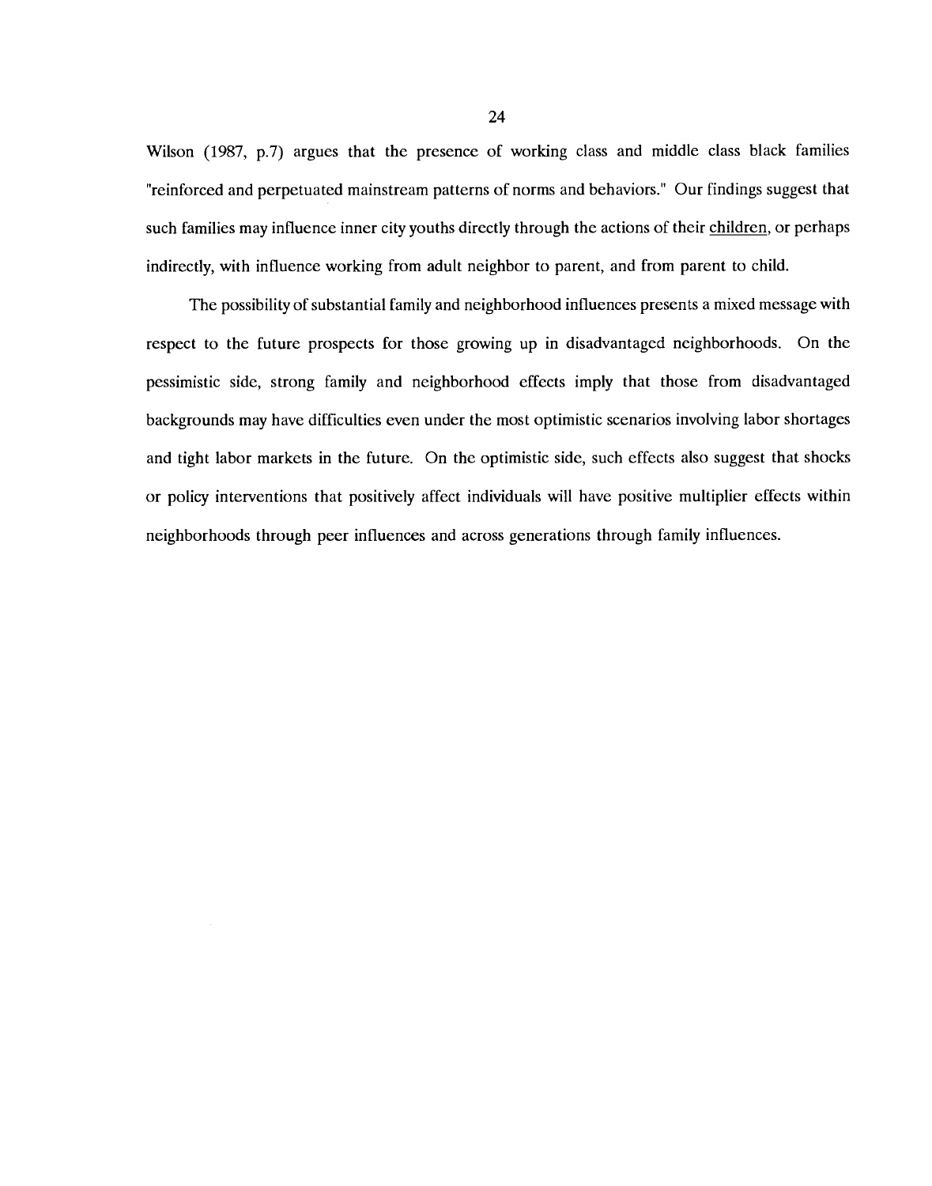Wilson (1987, p.7) argues that the presence of working class and middle class black families "reinforced and perpetuated mainstream patterns of norms and behaviors." Our findings suggest that such families may influence inner city youths directly through the actions of their <u>children</u>, or perhaps indirectly, with influence working from adult neighbor to parent, and from parent to child.

The possibility of substantial family and neighborhood influences presents a mixed message with respect to the future prospects for those growing up in disadvantaged neighborhoods. On the pessimistic side, strong family and neighborhood effects imply that those from disadvantaged backgrounds may have difficulties even under the most optimistic scenarios involving labor shortages and tight labor markets in the future. On the optimistic side, such effects also suggest that shocks or policy interventions that positively affect individuals will have positive multiplier effects within neighborhoods through peer influences and across generations through family influences.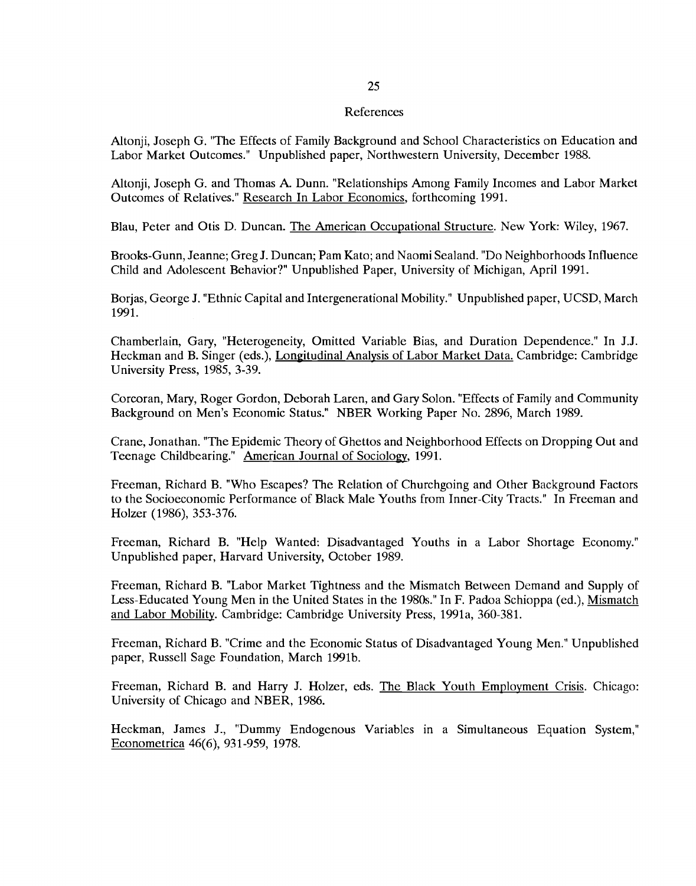## References

Altonji, Joseph G. "The Effects of Family Background and School Characteristics on Education and Labor Market Outcomes." Unpublished paper, Northwestern University, December 1988.

Altonji, Joseph G. and Thomas A. Dunn. "Relationships Among Family Incomes and Labor Market Outcomes of Relatives." Research In Labor Economics, forthcoming 1991.

Blau, Peter and Otis D. Duncan. The American Occupational Structure. New York: Wiley, 1967.

Brooks-Gunn, Jeanne; Greg J. Duncan; Pam Kato; and Naomi Sealand. "Do Neighborhoods Influence Child and Adolescent Behavior?" Unpublished Paper, University of Michigan, April 1991.

Borjas, George J. "Ethnic Capital and Intergenerational Mobility." Unpublished paper, UCSD, March 1991.

Chamberlain, Gary, "Heterogeneity, Omitted Variable Bias, and Duration Dependence." In J.J. Heckman and B. Singer (eds.), Longitudinal Analysis of Labor Market Data. Cambridge: Cambridge University Press, 1985, 3-39.

Corcoran, Mary, Roger Gordon, Deborah Laren, and Gary Solon. "Effects of Family and Community Background on Men's Economic Status." NBER Working Paper No. 2896, March 1989.

Crane, Jonathan. "The Epidemic Theory of Ghettos and Neighborhood Effects on Dropping Out and Teenage Childbearing." American Journal of Sociology, 1991.

Freeman, Richard B. "Who Escapes? The Relation of Churchgoing and Other Background Factors to the Socioeconomic Performance of Black Male Youths from Inner-City Tracts." In Freeman and Holzer (1986), 353-376.

Freeman, Richard B. "Help Wanted: Disadvantaged Youths in a Labor Shortage Economy." Unpublished paper, Harvard University, October 1989.

Freeman, Richard B. "Labor Market Tightness and the Mismatch Between Demand and Supply of Less-Educated Young Men in the United States in the 1980s." In F. Padoa Schioppa (ed.), Mismatch and Labor Mobility. Cambridge: Cambridge University Press, 1991a, 360-381.

Freeman, Richard B. "Crime and the Economic Status of Disadvantaged Young Men." Unpublished paper, Russell Sage Foundation, March 1991b.

Freeman, Richard B. and Harry J. Holzer, eds. The Black Youth Employment Crisis. Chicago: University of Chicago and NBER, 1986.

Heckman, James J., "Dummy Endogenous Variables in a Simultaneous Equation System," Econometrica 46(6), 931-959, 1978.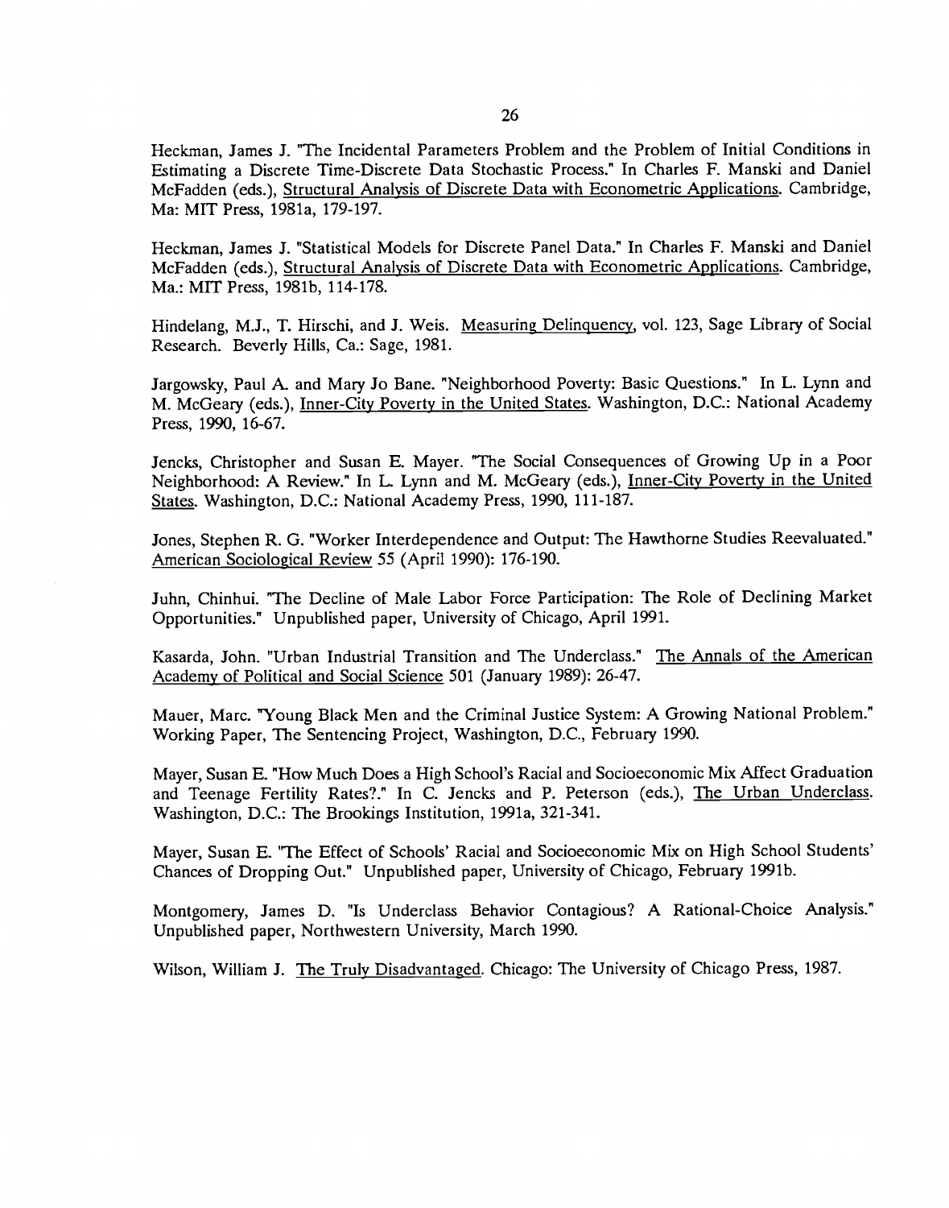Heckman, James J. "The Incidental Parameters Problem and the Problem of Initial Conditions in Estimating a Discrete Time-Discrete Data Stochastic Process." In Charles F. Manski and Daniel McFadden (eds.), Structural Analysis of Discrete Data with Econometric Applications. Cambridge, Ma: MIT Press, 1981a, 179-197.

Heckman, James J. "Statistical Models for Discrete Panel Data." In Charles F. Manski and Daniel McFadden (eds.), Structural Analysis of Discrete Data with Econometric Applications. Cambridge, Ma.: MIT Press, 1981b, 114-178.

Hindelang, M.J., T. Hirschi, and J. Weis. Measuring Delinquency, vol. 123, Sage Library of Social Research. Beverly Hills, Ca.: Sage, 1981.

Jargowsky, Paul A. and Mary Jo Bane. "Neighborhood Poverty: Basic Questions." In L. Lynn and M. McGeary (eds.), Inner-City Poverty in the United States. Washington, D.C.: National Academy Press, 1990, 16-67.

Jencks, Christopher and Susan E. Mayer. "The Social Consequences of Growing Up in a Poor Neighborhood: A Review." In L. Lynn and M. McGeary (eds.), Inner-City Poverty in the United States. Washington, D.C.: National Academy Press, 1990, 111-187.

Jones, Stephen R. G. "Worker Interdependence and Output: The Hawthorne Studies Reevaluated." American Sociological Review 55 (April 1990): 176-190.

Juhn, Chinhui. "The Decline of Male Labor Force Participation: The Role of Declining Market Opportunities." Unpublished paper, University of Chicago, April 1991.

Kasarda, John. "Urban Industrial Transition and The Underclass." The Annals of the American Academy of Political and Social Science 501 (January 1989): 26-47.

Mauer, Marc. "Young Black Men and the Criminal Justice System: A Growing National Problem." Working Paper, The Sentencing Project, Washington, D.C., February 1990.

Mayer, Susan E. "How Much Does a High School's Racial and Socioeconomic Mix Affect Graduation and Teenage Fertility Rates?." In C. Jencks and P. Peterson (eds.), The Urban Underclass. Washington, D.C.: The Brookings Institution, 1991a, 321-341.

Mayer, Susan E. "The Effect of Schools' Racial and Socioeconomic Mix on High School Students' Chances of Dropping Out." Unpublished paper, University of Chicago, February 1991b.

Montgomery, James D. "Is Underclass Behavior Contagious? A Rational-Choice Analysis." Unpublished paper, Northwestern University, March 1990.

Wilson, William J. The Truly Disadvantaged. Chicago: The University of Chicago Press, 1987.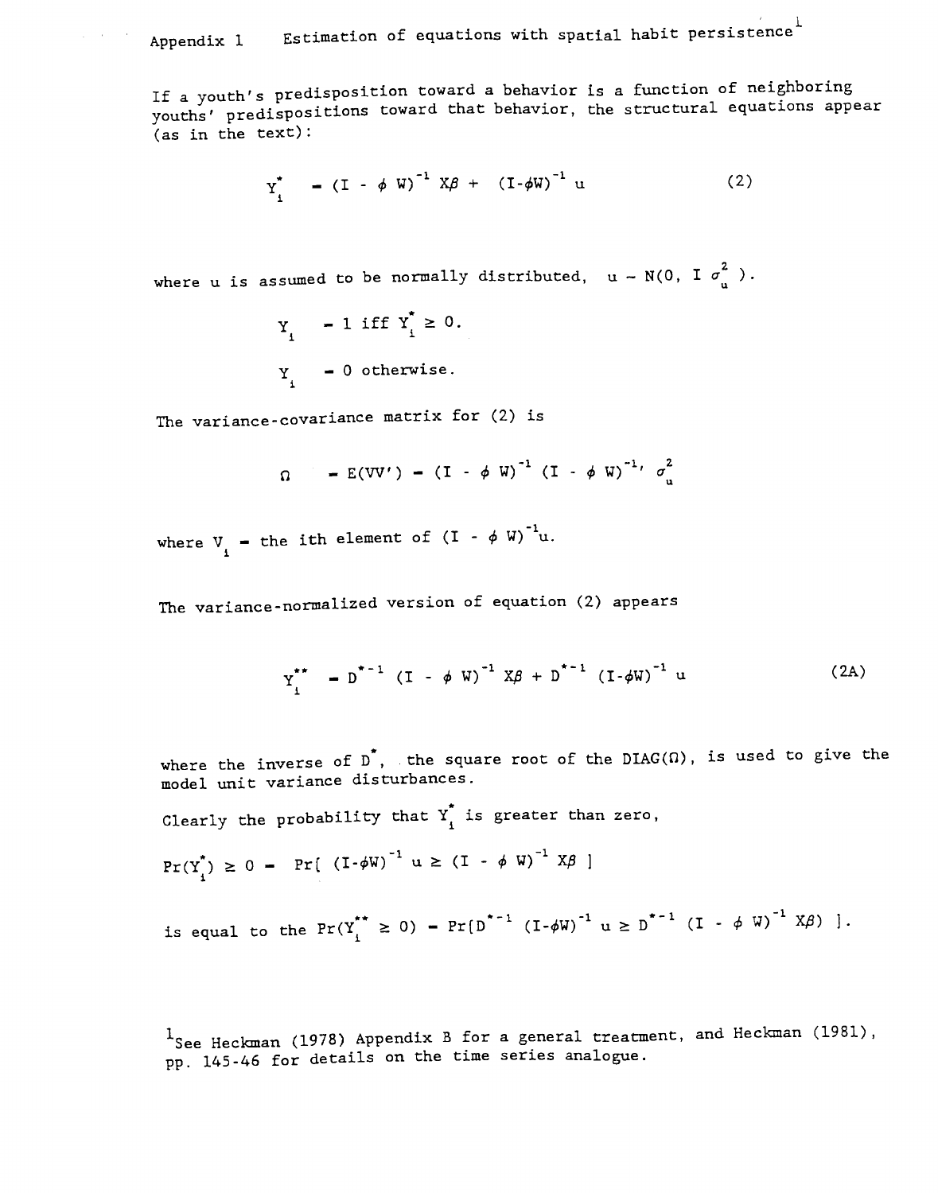## Appendix 1 Estimation of equations with spatial habit persistence[1]

If a youth's predisposition toward a behavior is a function of neighboring youths' predispositions toward that behavior, the structural equations appear (as in the text):

$$Y_i^* = (I - \phi W)^{-1} X\beta + (I - \phi W)^{-1} u \tag{2}$$

where u is assumed to be normally distributed, $u \sim N(0, I\sigma_u^2)$.

$$Y_i = 1 \text{ iff } Y_i^* \geq 0.$$

$$Y_i = 0 \text{ otherwise.}$$

The variance-covariance matrix for (2) is

$$\Omega = E(VV') = (I - \phi W)^{-1} (I - \phi W)^{-1\prime} \sigma_u^2$$

where $V_i$ = the ith element of $(I - \phi W)^{-1} u$.

The variance-normalized version of equation (2) appears

$$Y_i^{**} = D^{*-1} (I - \phi W)^{-1} X\beta + D^{*-1} (I - \phi W)^{-1} u \tag{2A}$$

where the inverse of $D^*$, the square root of the DIAG($\Omega$), is used to give the model unit variance disturbances.

Clearly the probability that $Y_i^*$ is greater than zero,

$$\Pr(Y_i^*) \geq 0 = \Pr[ (I - \phi W)^{-1} u \geq (I - \phi W)^{-1} X\beta ]$$

is equal to the $\Pr(Y_i^{**} \geq 0) = \Pr[D^{*-1} (I - \phi W)^{-1} u \geq D^{*-1} (I - \phi W)^{-1} X\beta) ]$.

[1] See Heckman (1978) Appendix B for a general treatment, and Heckman (1981), pp. 145-46 for details on the time series analogue.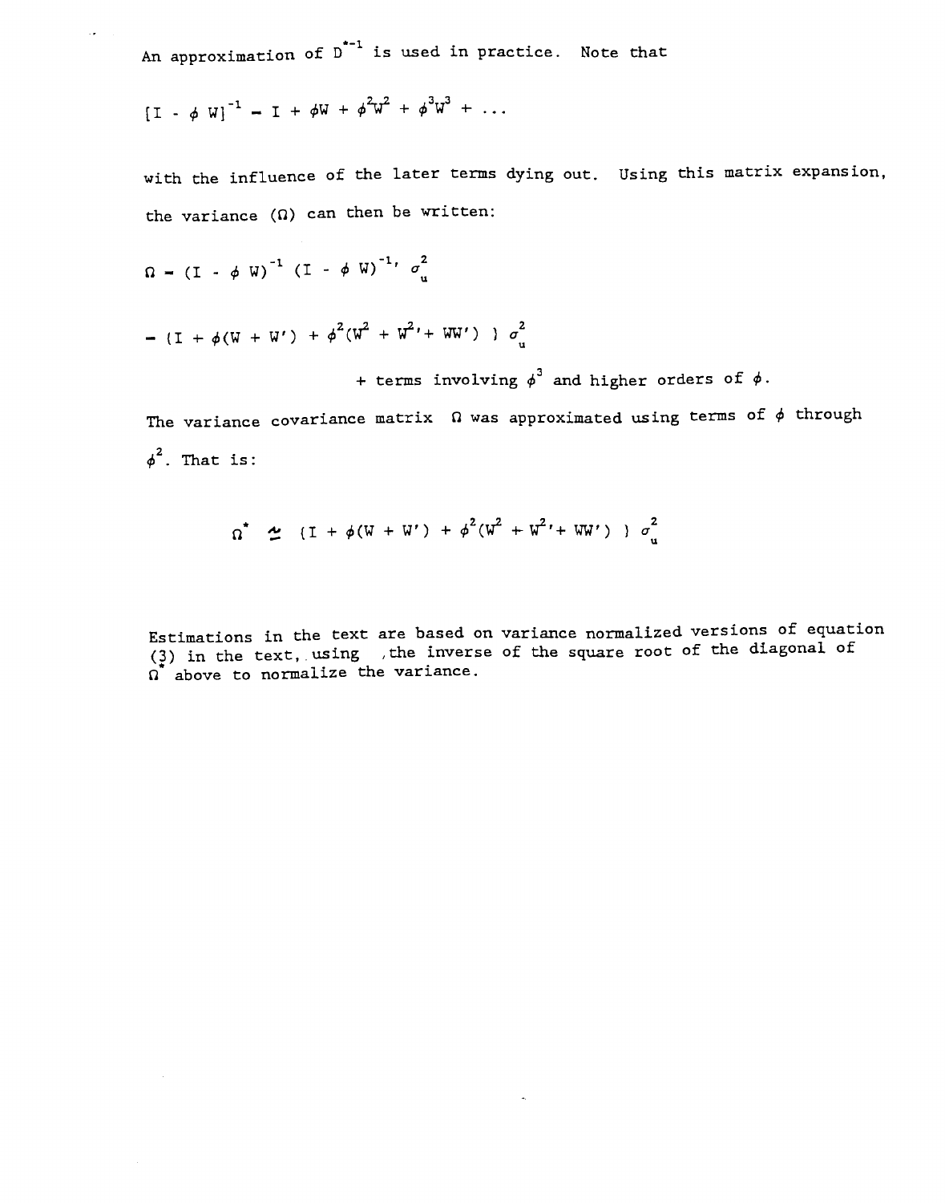An approximation of $D^{*-1}$ is used in practice. Note that

$$[I - \phi W]^{-1} = I + \phi W + \phi^2 W^2 + \phi^3 W^3 + \ldots$$

with the influence of the later terms dying out. Using this matrix expansion, the variance ($\Omega$) can then be written:

$$\Omega = (I - \phi W)^{-1} (I - \phi W)^{-1\prime} \sigma_u^2$$

$$= (I + \phi(W + W') + \phi^2(W^2 + W^{2\prime} + WW')) \sigma_u^2$$

$$+ \text{ terms involving } \phi^3 \text{ and higher orders of } \phi.$$

The variance covariance matrix $\Omega$ was approximated using terms of $\phi$ through $\phi^2$. That is:

$$\Omega^* \cong (I + \phi(W + W') + \phi^2(W^2 + W^{2\prime} + WW')) \sigma_u^2$$

Estimations in the text are based on variance normalized versions of equation (3) in the text, using , the inverse of the square root of the diagonal of $\Omega^*$ above to normalize the variance.